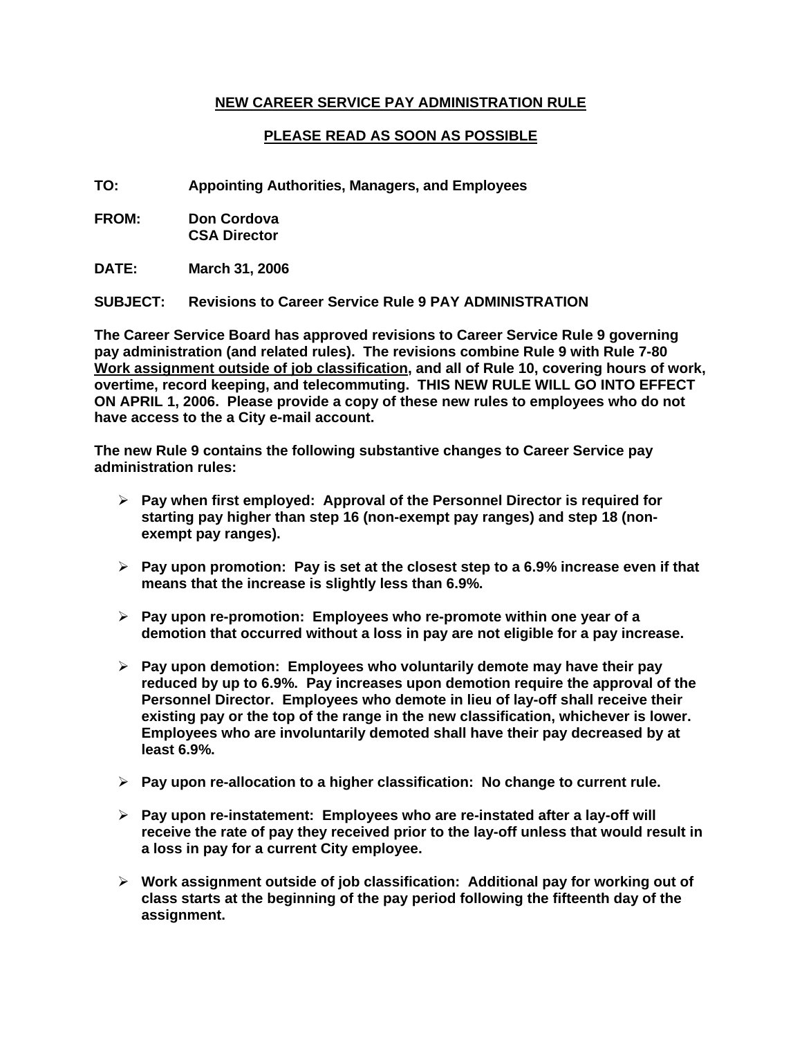**<u>NEW CAREER SERVICE PAY ADMINISTRATION RULE</u>**

**<u>PLEASE READ AS SOON AS POSSIBLE</u>**

**TO:** Appointing Authorities, Managers, and Employees

**FROM:** Don Cordova
CSA Director

**DATE:** March 31, 2006

**SUBJECT:** Revisions to Career Service Rule 9 PAY ADMINISTRATION

**The Career Service Board has approved revisions to Career Service Rule 9 governing pay administration (and related rules). The revisions combine Rule 9 with Rule 7-80 <u>Work assignment outside of job classification</u>, and all of Rule 10, covering hours of work, overtime, record keeping, and telecommuting. THIS NEW RULE WILL GO INTO EFFECT ON APRIL 1, 2006. Please provide a copy of these new rules to employees who do not have access to the a City e-mail account.**

**The new Rule 9 contains the following substantive changes to Career Service pay administration rules:**

- **Pay when first employed: Approval of the Personnel Director is required for starting pay higher than step 16 (non-exempt pay ranges) and step 18 (non-exempt pay ranges).**
- **Pay upon promotion: Pay is set at the closest step to a 6.9% increase even if that means that the increase is slightly less than 6.9%.**
- **Pay upon re-promotion: Employees who re-promote within one year of a demotion that occurred without a loss in pay are not eligible for a pay increase.**
- **Pay upon demotion: Employees who voluntarily demote may have their pay reduced by up to 6.9%. Pay increases upon demotion require the approval of the Personnel Director. Employees who demote in lieu of lay-off shall receive their existing pay or the top of the range in the new classification, whichever is lower. Employees who are involuntarily demoted shall have their pay decreased by at least 6.9%.**
- **Pay upon re-allocation to a higher classification: No change to current rule.**
- **Pay upon re-instatement: Employees who are re-instated after a lay-off will receive the rate of pay they received prior to the lay-off unless that would result in a loss in pay for a current City employee.**
- **Work assignment outside of job classification: Additional pay for working out of class starts at the beginning of the pay period following the fifteenth day of the assignment.**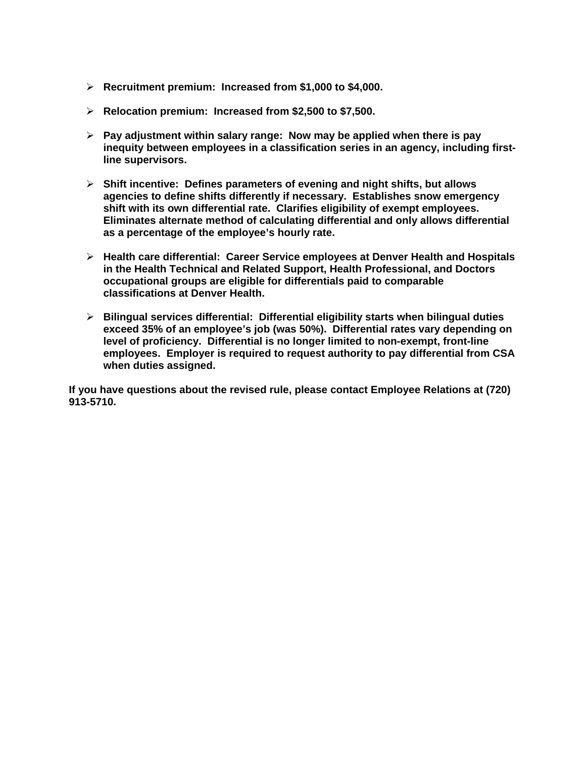- **Recruitment premium: Increased from $1,000 to $4,000.**

- **Relocation premium: Increased from $2,500 to $7,500.**

- **Pay adjustment within salary range: Now may be applied when there is pay inequity between employees in a classification series in an agency, including first-line supervisors.**

- **Shift incentive: Defines parameters of evening and night shifts, but allows agencies to define shifts differently if necessary. Establishes snow emergency shift with its own differential rate. Clarifies eligibility of exempt employees. Eliminates alternate method of calculating differential and only allows differential as a percentage of the employee's hourly rate.**

- **Health care differential: Career Service employees at Denver Health and Hospitals in the Health Technical and Related Support, Health Professional, and Doctors occupational groups are eligible for differentials paid to comparable classifications at Denver Health.**

- **Bilingual services differential: Differential eligibility starts when bilingual duties exceed 35% of an employee's job (was 50%). Differential rates vary depending on level of proficiency. Differential is no longer limited to non-exempt, front-line employees. Employer is required to request authority to pay differential from CSA when duties assigned.**

**If you have questions about the revised rule, please contact Employee Relations at (720) 913-5710.**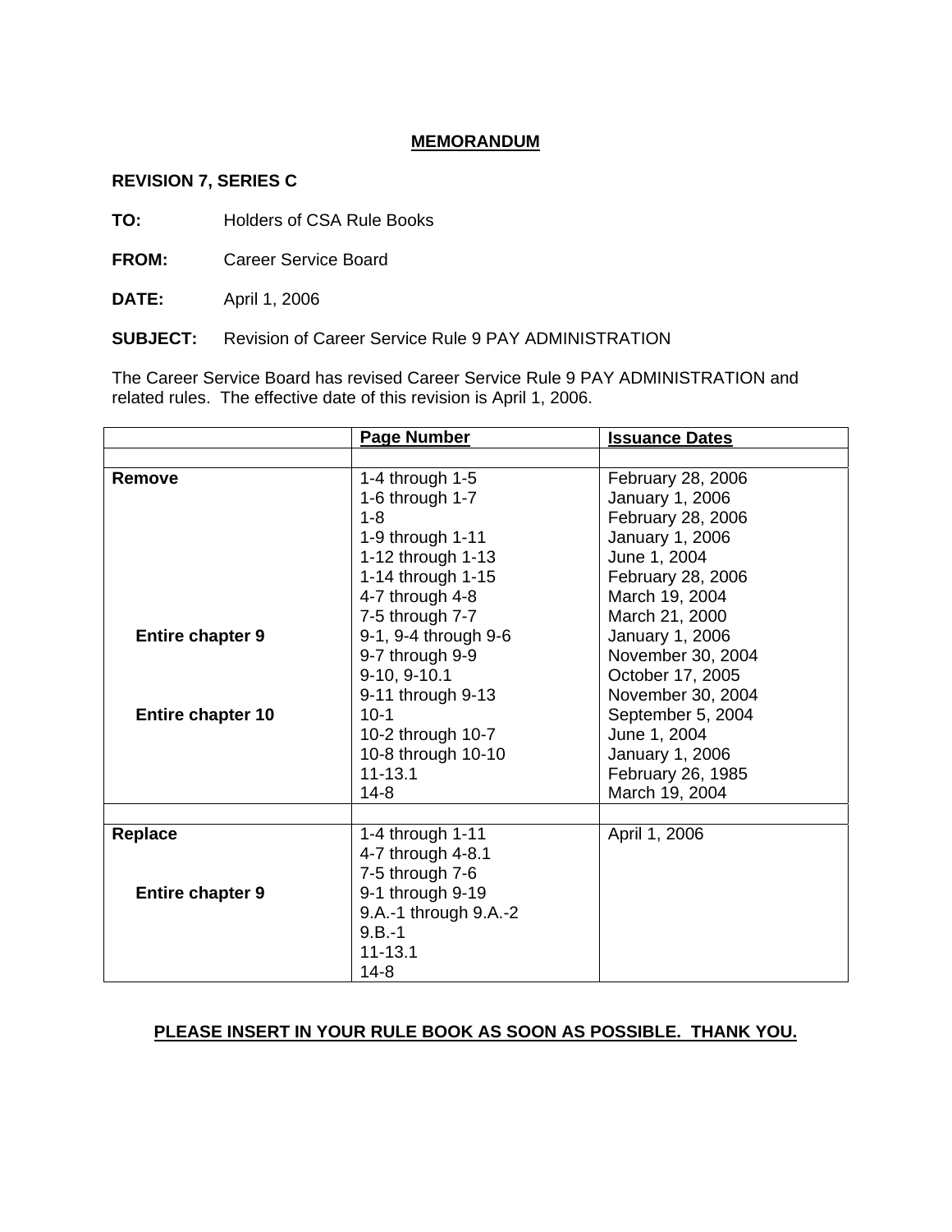# MEMORANDUM

**REVISION 7, SERIES C**

**TO:** Holders of CSA Rule Books

**FROM:** Career Service Board

**DATE:** April 1, 2006

**SUBJECT:** Revision of Career Service Rule 9 PAY ADMINISTRATION

The Career Service Board has revised Career Service Rule 9 PAY ADMINISTRATION and related rules. The effective date of this revision is April 1, 2006.

| | Page Number | Issuance Dates |
|---|---|---|
| | | |
| **Remove** | 1-4 through 1-5 | February 28, 2006 |
| | 1-6 through 1-7 | January 1, 2006 |
| | 1-8 | February 28, 2006 |
| | 1-9 through 1-11 | January 1, 2006 |
| | 1-12 through 1-13 | June 1, 2004 |
| | 1-14 through 1-15 | February 28, 2006 |
| | 4-7 through 4-8 | March 19, 2004 |
| | 7-5 through 7-7 | March 21, 2000 |
| **Entire chapter 9** | 9-1, 9-4 through 9-6 | January 1, 2006 |
| | 9-7 through 9-9 | November 30, 2004 |
| | 9-10, 9-10.1 | October 17, 2005 |
| | 9-11 through 9-13 | November 30, 2004 |
| **Entire chapter 10** | 10-1 | September 5, 2004 |
| | 10-2 through 10-7 | June 1, 2004 |
| | 10-8 through 10-10 | January 1, 2006 |
| | 11-13.1 | February 26, 1985 |
| | 14-8 | March 19, 2004 |
| | | |
| **Replace** | 1-4 through 1-11 | April 1, 2006 |
| | 4-7 through 4-8.1 | |
| | 7-5 through 7-6 | |
| **Entire chapter 9** | 9-1 through 9-19 | |
| | 9.A.-1 through 9.A.-2 | |
| | 9.B.-1 | |
| | 11-13.1 | |
| | 14-8 | |

**PLEASE INSERT IN YOUR RULE BOOK AS SOON AS POSSIBLE. THANK YOU.**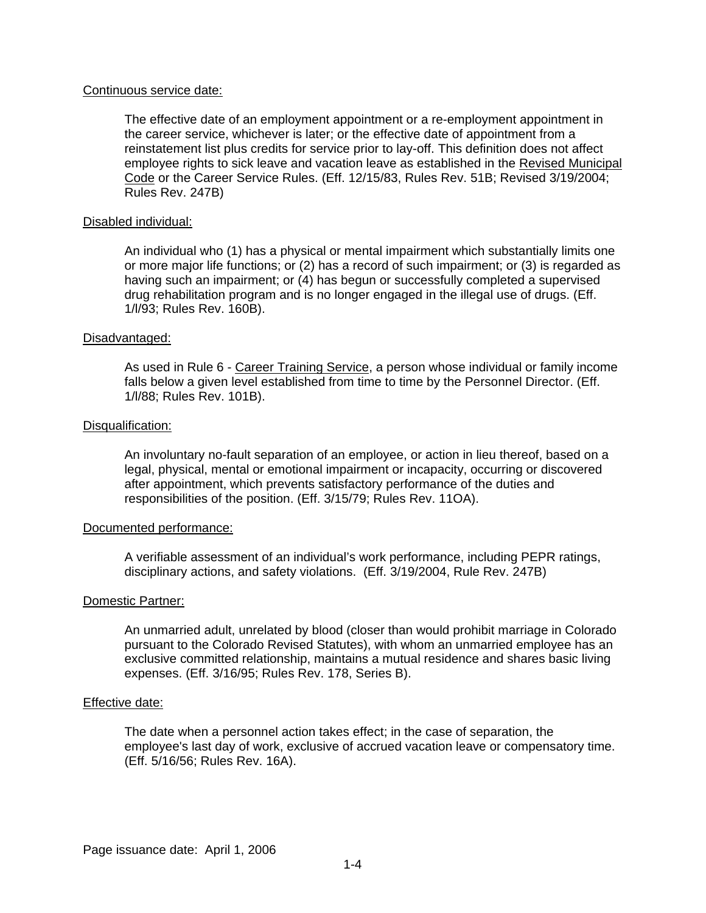Continuous service date:

The effective date of an employment appointment or a re-employment appointment in the career service, whichever is later; or the effective date of appointment from a reinstatement list plus credits for service prior to lay-off. This definition does not affect employee rights to sick leave and vacation leave as established in the Revised Municipal Code or the Career Service Rules. (Eff. 12/15/83, Rules Rev. 51B; Revised 3/19/2004; Rules Rev. 247B)

Disabled individual:

An individual who (1) has a physical or mental impairment which substantially limits one or more major life functions; or (2) has a record of such impairment; or (3) is regarded as having such an impairment; or (4) has begun or successfully completed a supervised drug rehabilitation program and is no longer engaged in the illegal use of drugs. (Eff. 1/l/93; Rules Rev. 160B).

Disadvantaged:

As used in Rule 6 - Career Training Service, a person whose individual or family income falls below a given level established from time to time by the Personnel Director. (Eff. 1/l/88; Rules Rev. 101B).

Disqualification:

An involuntary no-fault separation of an employee, or action in lieu thereof, based on a legal, physical, mental or emotional impairment or incapacity, occurring or discovered after appointment, which prevents satisfactory performance of the duties and responsibilities of the position. (Eff. 3/15/79; Rules Rev. 11OA).

Documented performance:

A verifiable assessment of an individual's work performance, including PEPR ratings, disciplinary actions, and safety violations. (Eff. 3/19/2004, Rule Rev. 247B)

Domestic Partner:

An unmarried adult, unrelated by blood (closer than would prohibit marriage in Colorado pursuant to the Colorado Revised Statutes), with whom an unmarried employee has an exclusive committed relationship, maintains a mutual residence and shares basic living expenses. (Eff. 3/16/95; Rules Rev. 178, Series B).

Effective date:

The date when a personnel action takes effect; in the case of separation, the employee's last day of work, exclusive of accrued vacation leave or compensatory time. (Eff. 5/16/56; Rules Rev. 16A).

Page issuance date: April 1, 2006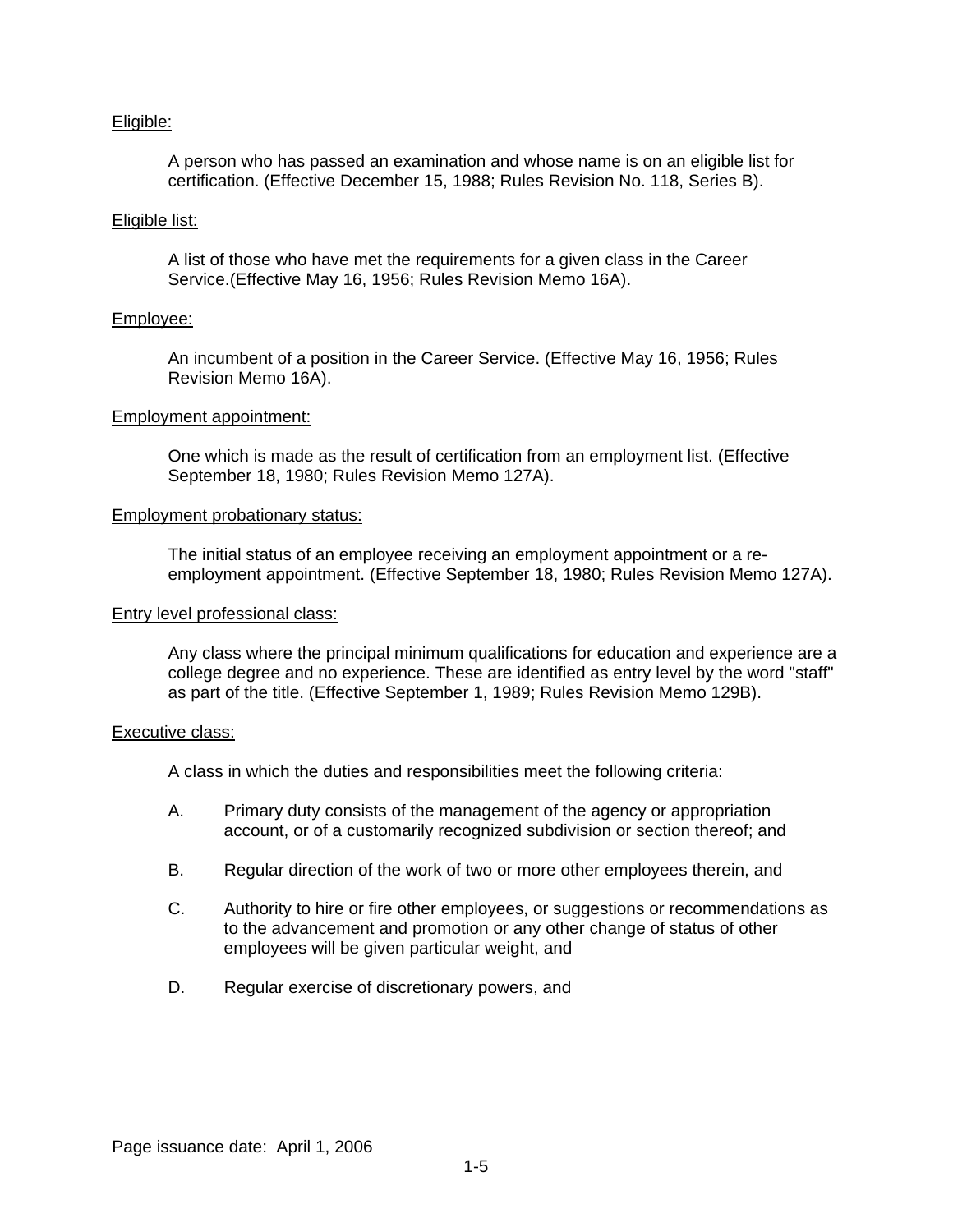<u>Eligible:</u>

A person who has passed an examination and whose name is on an eligible list for certification. (Effective December 15, 1988; Rules Revision No. 118, Series B).

<u>Eligible list:</u>

A list of those who have met the requirements for a given class in the Career Service.(Effective May 16, 1956; Rules Revision Memo 16A).

<u>Employee:</u>

An incumbent of a position in the Career Service. (Effective May 16, 1956; Rules Revision Memo 16A).

<u>Employment appointment:</u>

One which is made as the result of certification from an employment list. (Effective September 18, 1980; Rules Revision Memo 127A).

<u>Employment probationary status:</u>

The initial status of an employee receiving an employment appointment or a re-employment appointment. (Effective September 18, 1980; Rules Revision Memo 127A).

<u>Entry level professional class:</u>

Any class where the principal minimum qualifications for education and experience are a college degree and no experience. These are identified as entry level by the word "staff" as part of the title. (Effective September 1, 1989; Rules Revision Memo 129B).

<u>Executive class:</u>

A class in which the duties and responsibilities meet the following criteria:

A. Primary duty consists of the management of the agency or appropriation account, or of a customarily recognized subdivision or section thereof; and

B. Regular direction of the work of two or more other employees therein, and

C. Authority to hire or fire other employees, or suggestions or recommendations as to the advancement and promotion or any other change of status of other employees will be given particular weight, and

D. Regular exercise of discretionary powers, and

Page issuance date: April 1, 2006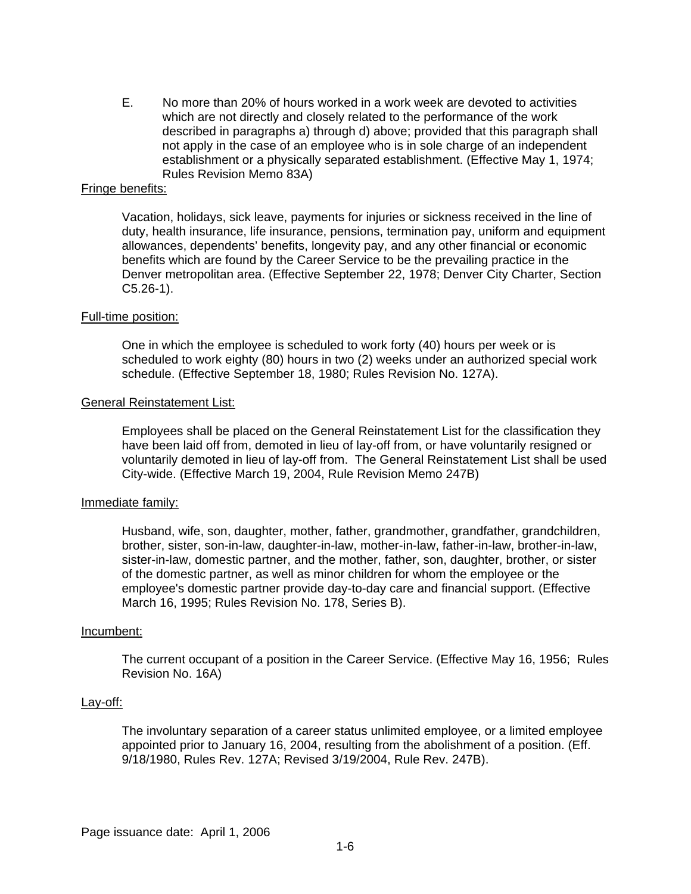E. No more than 20% of hours worked in a work week are devoted to activities which are not directly and closely related to the performance of the work described in paragraphs a) through d) above; provided that this paragraph shall not apply in the case of an employee who is in sole charge of an independent establishment or a physically separated establishment. (Effective May 1, 1974; Rules Revision Memo 83A)

<u>Fringe benefits:</u>

Vacation, holidays, sick leave, payments for injuries or sickness received in the line of duty, health insurance, life insurance, pensions, termination pay, uniform and equipment allowances, dependents' benefits, longevity pay, and any other financial or economic benefits which are found by the Career Service to be the prevailing practice in the Denver metropolitan area. (Effective September 22, 1978; Denver City Charter, Section C5.26-1).

<u>Full-time position:</u>

One in which the employee is scheduled to work forty (40) hours per week or is scheduled to work eighty (80) hours in two (2) weeks under an authorized special work schedule. (Effective September 18, 1980; Rules Revision No. 127A).

<u>General Reinstatement List:</u>

Employees shall be placed on the General Reinstatement List for the classification they have been laid off from, demoted in lieu of lay-off from, or have voluntarily resigned or voluntarily demoted in lieu of lay-off from. The General Reinstatement List shall be used City-wide. (Effective March 19, 2004, Rule Revision Memo 247B)

<u>Immediate family:</u>

Husband, wife, son, daughter, mother, father, grandmother, grandfather, grandchildren, brother, sister, son-in-law, daughter-in-law, mother-in-law, father-in-law, brother-in-law, sister-in-law, domestic partner, and the mother, father, son, daughter, brother, or sister of the domestic partner, as well as minor children for whom the employee or the employee's domestic partner provide day-to-day care and financial support. (Effective March 16, 1995; Rules Revision No. 178, Series B).

<u>Incumbent:</u>

The current occupant of a position in the Career Service. (Effective May 16, 1956; Rules Revision No. 16A)

<u>Lay-off:</u>

The involuntary separation of a career status unlimited employee, or a limited employee appointed prior to January 16, 2004, resulting from the abolishment of a position. (Eff. 9/18/1980, Rules Rev. 127A; Revised 3/19/2004, Rule Rev. 247B).

Page issuance date: April 1, 2006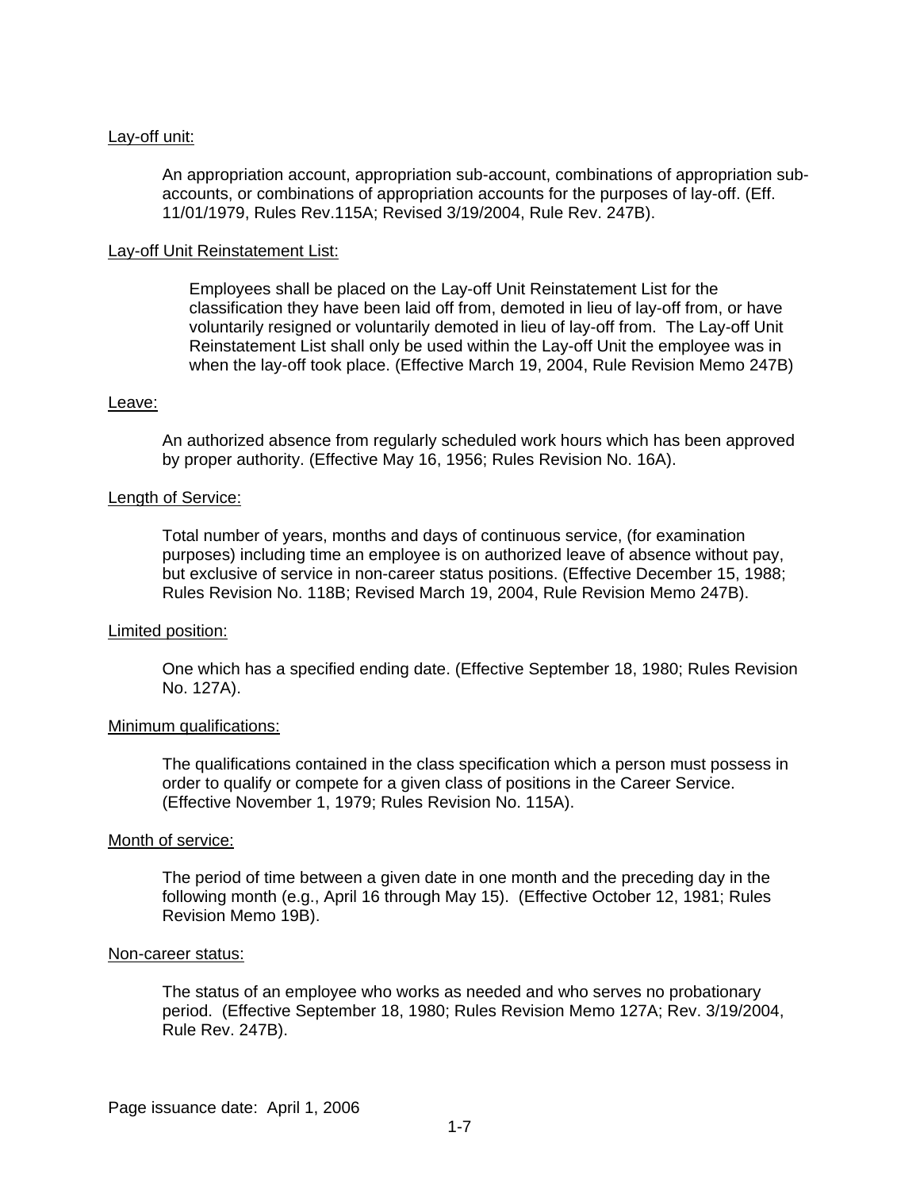Lay-off unit:

An appropriation account, appropriation sub-account, combinations of appropriation sub-accounts, or combinations of appropriation accounts for the purposes of lay-off. (Eff. 11/01/1979, Rules Rev.115A; Revised 3/19/2004, Rule Rev. 247B).

Lay-off Unit Reinstatement List:

Employees shall be placed on the Lay-off Unit Reinstatement List for the classification they have been laid off from, demoted in lieu of lay-off from, or have voluntarily resigned or voluntarily demoted in lieu of lay-off from. The Lay-off Unit Reinstatement List shall only be used within the Lay-off Unit the employee was in when the lay-off took place. (Effective March 19, 2004, Rule Revision Memo 247B)

Leave:

An authorized absence from regularly scheduled work hours which has been approved by proper authority. (Effective May 16, 1956; Rules Revision No. 16A).

Length of Service:

Total number of years, months and days of continuous service, (for examination purposes) including time an employee is on authorized leave of absence without pay, but exclusive of service in non-career status positions. (Effective December 15, 1988; Rules Revision No. 118B; Revised March 19, 2004, Rule Revision Memo 247B).

Limited position:

One which has a specified ending date. (Effective September 18, 1980; Rules Revision No. 127A).

Minimum qualifications:

The qualifications contained in the class specification which a person must possess in order to qualify or compete for a given class of positions in the Career Service. (Effective November 1, 1979; Rules Revision No. 115A).

Month of service:

The period of time between a given date in one month and the preceding day in the following month (e.g., April 16 through May 15). (Effective October 12, 1981; Rules Revision Memo 19B).

Non-career status:

The status of an employee who works as needed and who serves no probationary period. (Effective September 18, 1980; Rules Revision Memo 127A; Rev. 3/19/2004, Rule Rev. 247B).

Page issuance date: April 1, 2006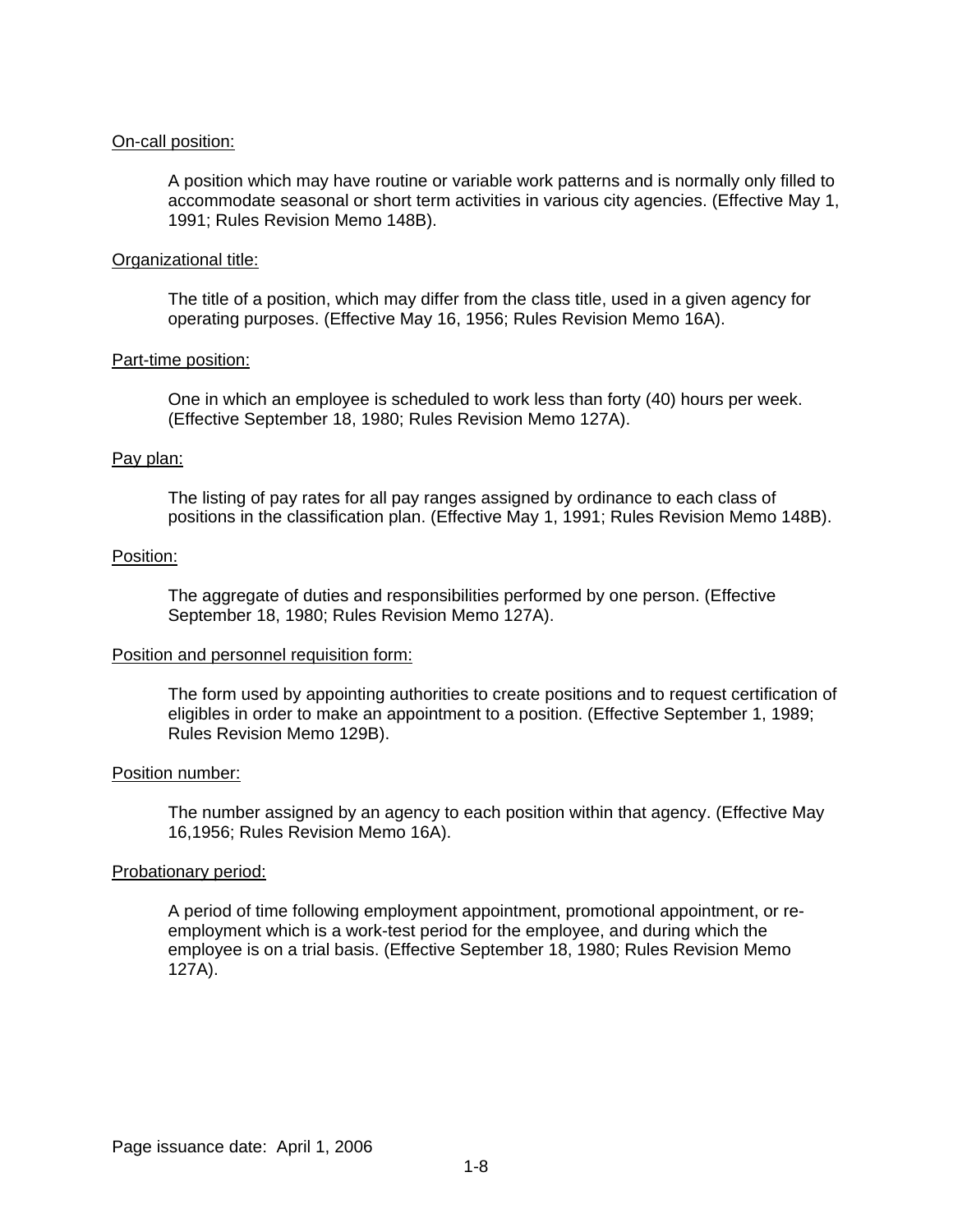On-call position:

A position which may have routine or variable work patterns and is normally only filled to accommodate seasonal or short term activities in various city agencies. (Effective May 1, 1991; Rules Revision Memo 148B).

Organizational title:

The title of a position, which may differ from the class title, used in a given agency for operating purposes. (Effective May 16, 1956; Rules Revision Memo 16A).

Part-time position:

One in which an employee is scheduled to work less than forty (40) hours per week. (Effective September 18, 1980; Rules Revision Memo 127A).

Pay plan:

The listing of pay rates for all pay ranges assigned by ordinance to each class of positions in the classification plan. (Effective May 1, 1991; Rules Revision Memo 148B).

Position:

The aggregate of duties and responsibilities performed by one person. (Effective September 18, 1980; Rules Revision Memo 127A).

Position and personnel requisition form:

The form used by appointing authorities to create positions and to request certification of eligibles in order to make an appointment to a position. (Effective September 1, 1989; Rules Revision Memo 129B).

Position number:

The number assigned by an agency to each position within that agency. (Effective May 16,1956; Rules Revision Memo 16A).

Probationary period:

A period of time following employment appointment, promotional appointment, or re-employment which is a work-test period for the employee, and during which the employee is on a trial basis. (Effective September 18, 1980; Rules Revision Memo 127A).

Page issuance date: April 1, 2006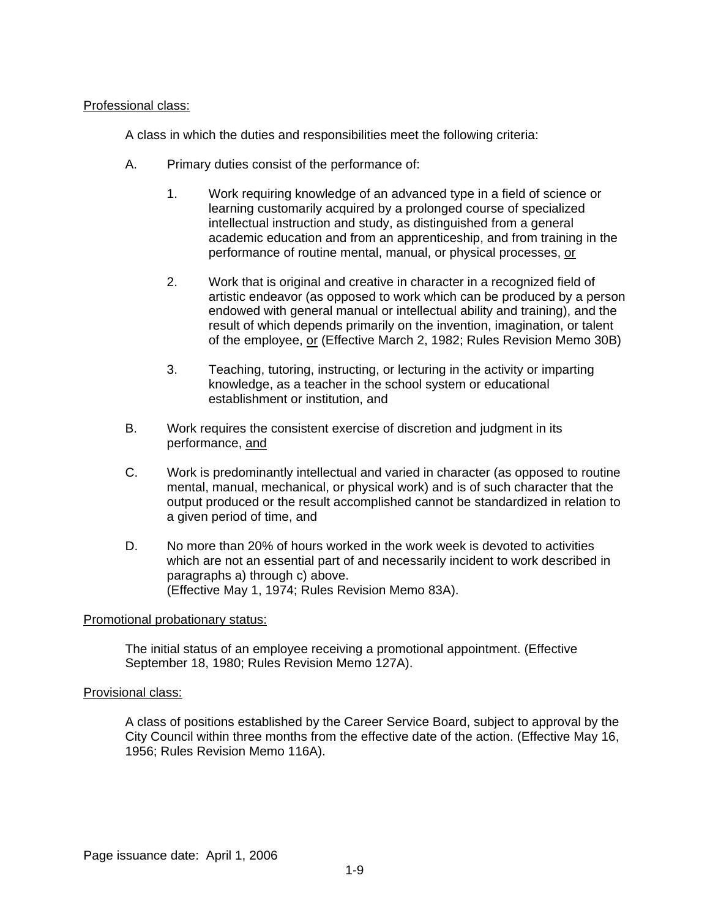<u>Professional class:</u>

A class in which the duties and responsibilities meet the following criteria:

A. Primary duties consist of the performance of:

   1. Work requiring knowledge of an advanced type in a field of science or learning customarily acquired by a prolonged course of specialized intellectual instruction and study, as distinguished from a general academic education and from an apprenticeship, and from training in the performance of routine mental, manual, or physical processes, <u>or</u>

   2. Work that is original and creative in character in a recognized field of artistic endeavor (as opposed to work which can be produced by a person endowed with general manual or intellectual ability and training), and the result of which depends primarily on the invention, imagination, or talent of the employee, <u>or</u> (Effective March 2, 1982; Rules Revision Memo 30B)

   3. Teaching, tutoring, instructing, or lecturing in the activity or imparting knowledge, as a teacher in the school system or educational establishment or institution, and

B. Work requires the consistent exercise of discretion and judgment in its performance, <u>and</u>

C. Work is predominantly intellectual and varied in character (as opposed to routine mental, manual, mechanical, or physical work) and is of such character that the output produced or the result accomplished cannot be standardized in relation to a given period of time, and

D. No more than 20% of hours worked in the work week is devoted to activities which are not an essential part of and necessarily incident to work described in paragraphs a) through c) above.
(Effective May 1, 1974; Rules Revision Memo 83A).

<u>Promotional probationary status:</u>

The initial status of an employee receiving a promotional appointment. (Effective September 18, 1980; Rules Revision Memo 127A).

<u>Provisional class:</u>

A class of positions established by the Career Service Board, subject to approval by the City Council within three months from the effective date of the action. (Effective May 16, 1956; Rules Revision Memo 116A).

Page issuance date: April 1, 2006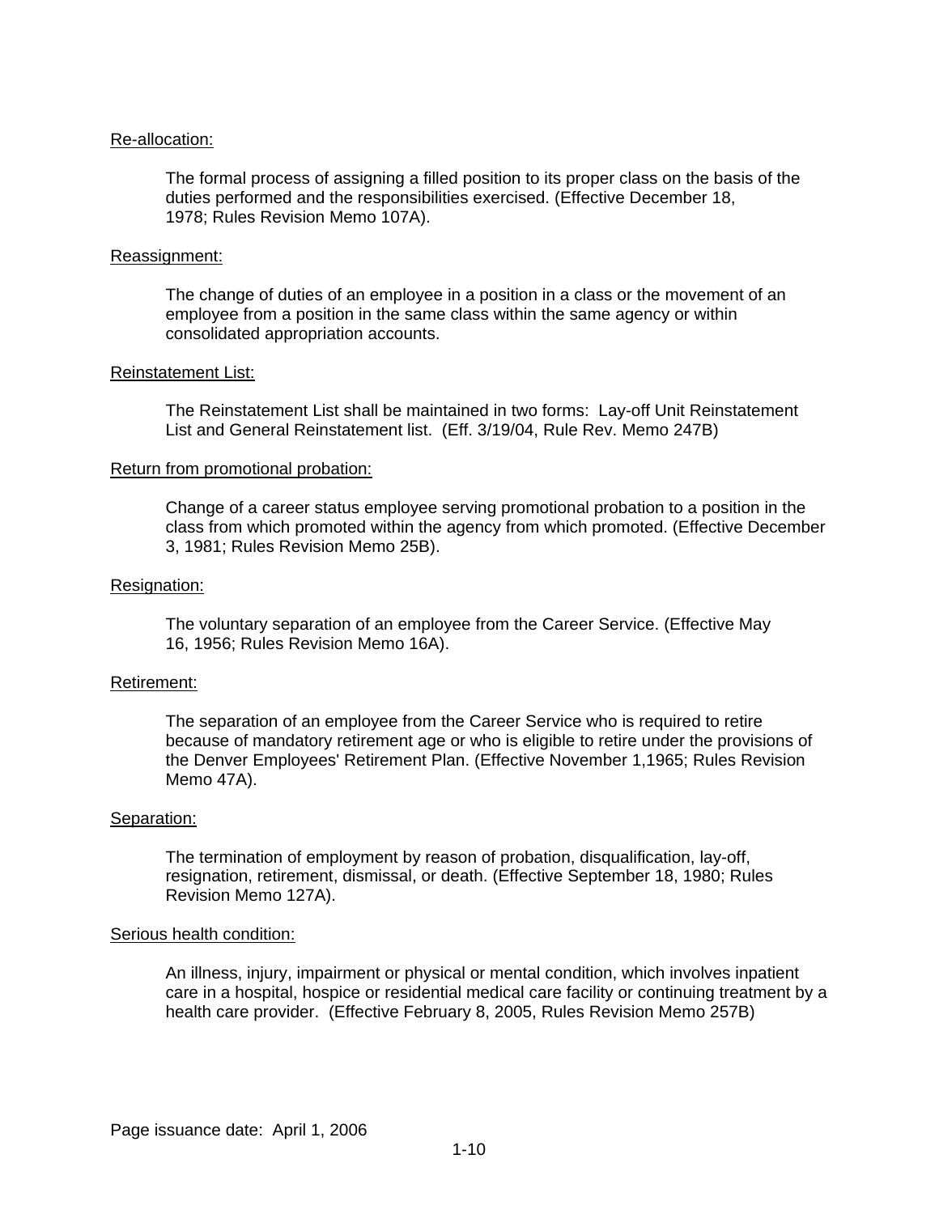Re-allocation:

The formal process of assigning a filled position to its proper class on the basis of the duties performed and the responsibilities exercised. (Effective December 18, 1978; Rules Revision Memo 107A).

Reassignment:

The change of duties of an employee in a position in a class or the movement of an employee from a position in the same class within the same agency or within consolidated appropriation accounts.

Reinstatement List:

The Reinstatement List shall be maintained in two forms: Lay-off Unit Reinstatement List and General Reinstatement list. (Eff. 3/19/04, Rule Rev. Memo 247B)

Return from promotional probation:

Change of a career status employee serving promotional probation to a position in the class from which promoted within the agency from which promoted. (Effective December 3, 1981; Rules Revision Memo 25B).

Resignation:

The voluntary separation of an employee from the Career Service. (Effective May 16, 1956; Rules Revision Memo 16A).

Retirement:

The separation of an employee from the Career Service who is required to retire because of mandatory retirement age or who is eligible to retire under the provisions of the Denver Employees' Retirement Plan. (Effective November 1,1965; Rules Revision Memo 47A).

Separation:

The termination of employment by reason of probation, disqualification, lay-off, resignation, retirement, dismissal, or death. (Effective September 18, 1980; Rules Revision Memo 127A).

Serious health condition:

An illness, injury, impairment or physical or mental condition, which involves inpatient care in a hospital, hospice or residential medical care facility or continuing treatment by a health care provider. (Effective February 8, 2005, Rules Revision Memo 257B)

Page issuance date: April 1, 2006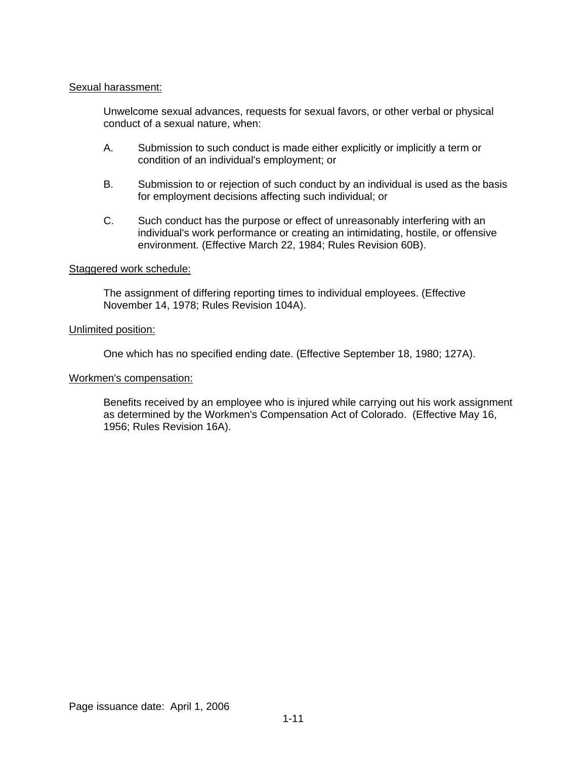<u>Sexual harassment:</u>

Unwelcome sexual advances, requests for sexual favors, or other verbal or physical conduct of a sexual nature, when:

A. Submission to such conduct is made either explicitly or implicitly a term or condition of an individual's employment; or

B. Submission to or rejection of such conduct by an individual is used as the basis for employment decisions affecting such individual; or

C. Such conduct has the purpose or effect of unreasonably interfering with an individual's work performance or creating an intimidating, hostile, or offensive environment. (Effective March 22, 1984; Rules Revision 60B).

<u>Staggered work schedule:</u>

The assignment of differing reporting times to individual employees. (Effective November 14, 1978; Rules Revision 104A).

<u>Unlimited position:</u>

One which has no specified ending date. (Effective September 18, 1980; 127A).

<u>Workmen's compensation:</u>

Benefits received by an employee who is injured while carrying out his work assignment as determined by the Workmen's Compensation Act of Colorado. (Effective May 16, 1956; Rules Revision 16A).

Page issuance date: April 1, 2006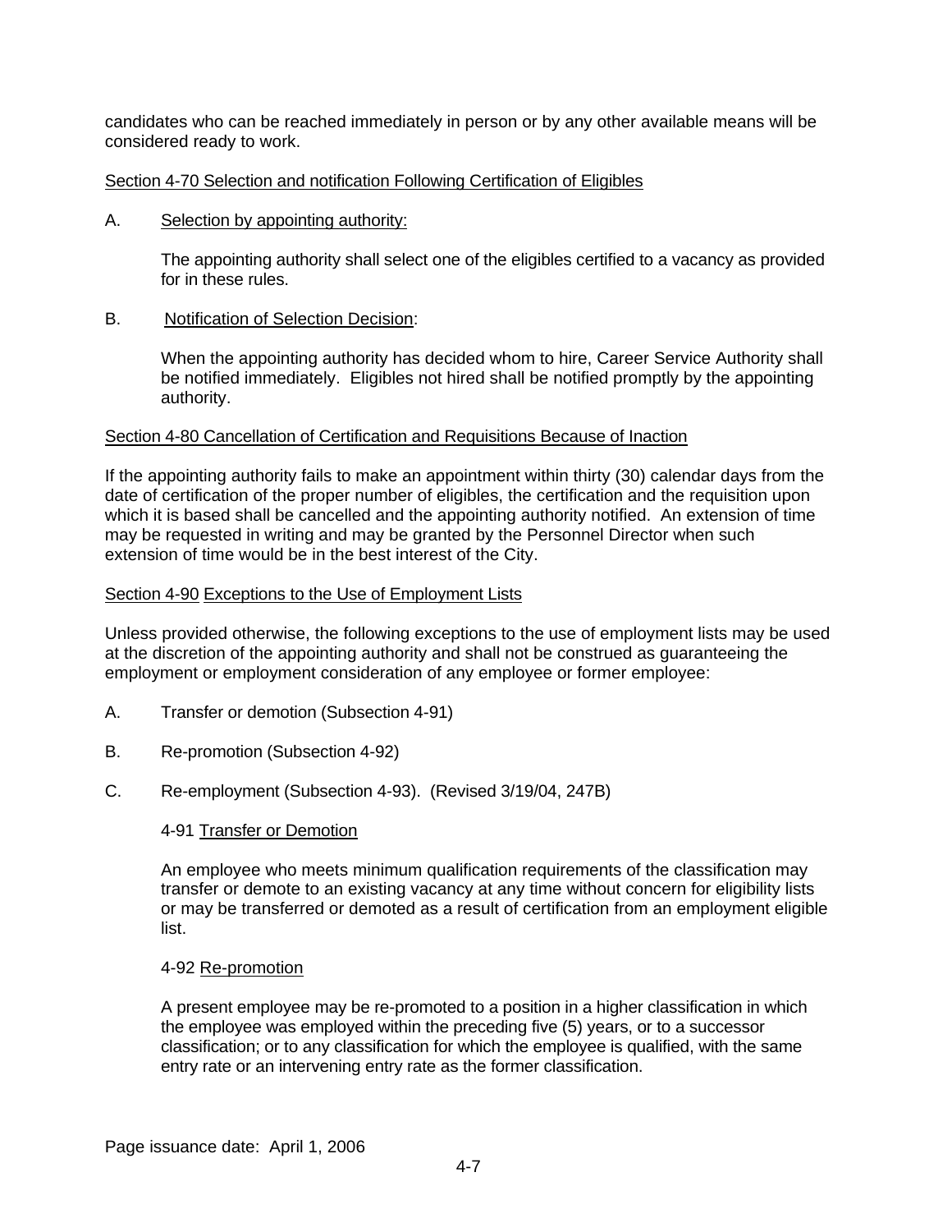candidates who can be reached immediately in person or by any other available means will be considered ready to work.

## Section 4-70 Selection and notification Following Certification of Eligibles

A. Selection by appointing authority:

The appointing authority shall select one of the eligibles certified to a vacancy as provided for in these rules.

B. Notification of Selection Decision:

When the appointing authority has decided whom to hire, Career Service Authority shall be notified immediately. Eligibles not hired shall be notified promptly by the appointing authority.

## Section 4-80 Cancellation of Certification and Requisitions Because of Inaction

If the appointing authority fails to make an appointment within thirty (30) calendar days from the date of certification of the proper number of eligibles, the certification and the requisition upon which it is based shall be cancelled and the appointing authority notified. An extension of time may be requested in writing and may be granted by the Personnel Director when such extension of time would be in the best interest of the City.

## Section 4-90 Exceptions to the Use of Employment Lists

Unless provided otherwise, the following exceptions to the use of employment lists may be used at the discretion of the appointing authority and shall not be construed as guaranteeing the employment or employment consideration of any employee or former employee:

A. Transfer or demotion (Subsection 4-91)

B. Re-promotion (Subsection 4-92)

C. Re-employment (Subsection 4-93). (Revised 3/19/04, 247B)

### 4-91 Transfer or Demotion

An employee who meets minimum qualification requirements of the classification may transfer or demote to an existing vacancy at any time without concern for eligibility lists or may be transferred or demoted as a result of certification from an employment eligible list.

### 4-92 Re-promotion

A present employee may be re-promoted to a position in a higher classification in which the employee was employed within the preceding five (5) years, or to a successor classification; or to any classification for which the employee is qualified, with the same entry rate or an intervening entry rate as the former classification.

Page issuance date: April 1, 2006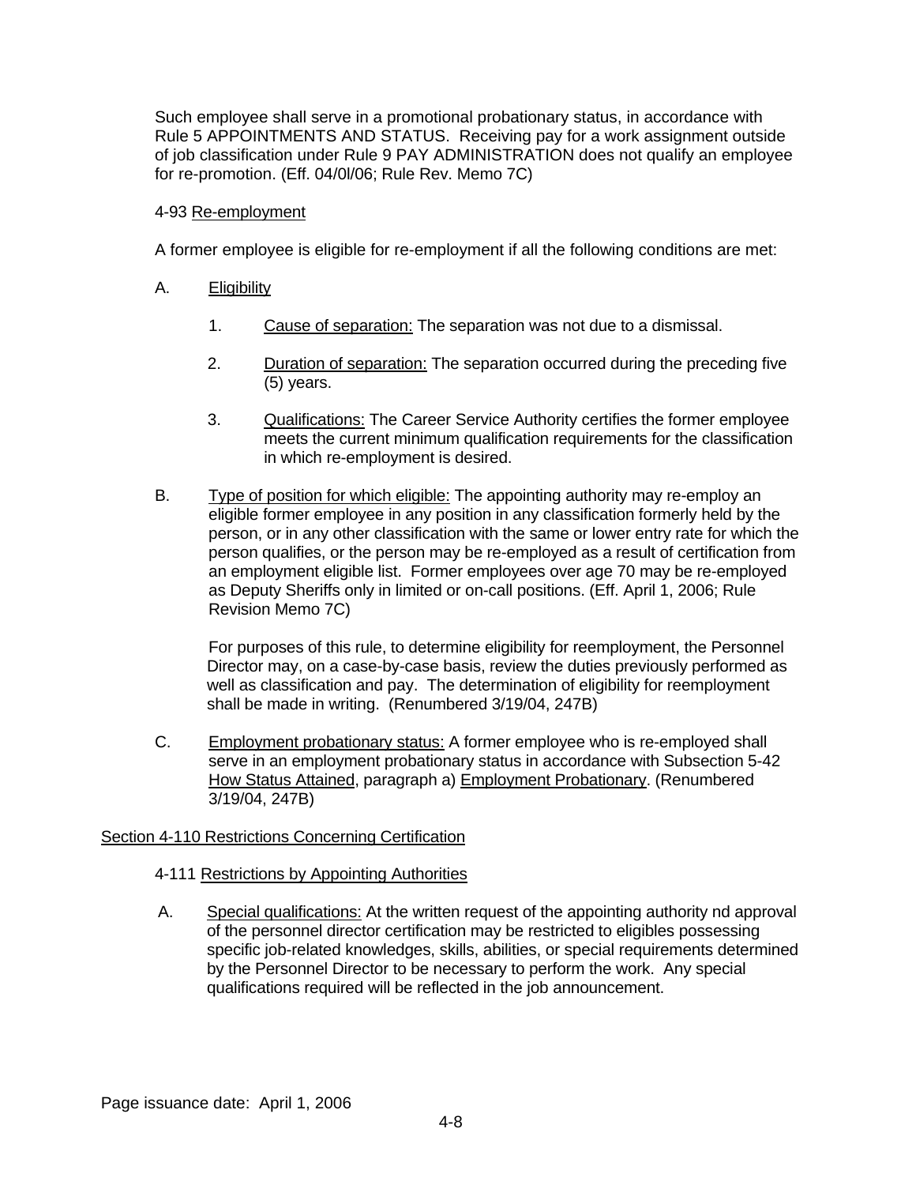Such employee shall serve in a promotional probationary status, in accordance with Rule 5 APPOINTMENTS AND STATUS. Receiving pay for a work assignment outside of job classification under Rule 9 PAY ADMINISTRATION does not qualify an employee for re-promotion. (Eff. 04/0l/06; Rule Rev. Memo 7C)

4-93 <u>Re-employment</u>

A former employee is eligible for re-employment if all the following conditions are met:

A. <u>Eligibility</u>

1. <u>Cause of separation:</u> The separation was not due to a dismissal.

2. <u>Duration of separation:</u> The separation occurred during the preceding five (5) years.

3. <u>Qualifications:</u> The Career Service Authority certifies the former employee meets the current minimum qualification requirements for the classification in which re-employment is desired.

B. <u>Type of position for which eligible:</u> The appointing authority may re-employ an eligible former employee in any position in any classification formerly held by the person, or in any other classification with the same or lower entry rate for which the person qualifies, or the person may be re-employed as a result of certification from an employment eligible list. Former employees over age 70 may be re-employed as Deputy Sheriffs only in limited or on-call positions. (Eff. April 1, 2006; Rule Revision Memo 7C)

For purposes of this rule, to determine eligibility for reemployment, the Personnel Director may, on a case-by-case basis, review the duties previously performed as well as classification and pay. The determination of eligibility for reemployment shall be made in writing. (Renumbered 3/19/04, 247B)

C. <u>Employment probationary status:</u> A former employee who is re-employed shall serve in an employment probationary status in accordance with Subsection 5-42 <u>How Status Attained</u>, paragraph a) <u>Employment Probationary</u>. (Renumbered 3/19/04, 247B)

## <u>Section 4-110 Restrictions Concerning Certification</u>

4-111 <u>Restrictions by Appointing Authorities</u>

A. <u>Special qualifications:</u> At the written request of the appointing authority nd approval of the personnel director certification may be restricted to eligibles possessing specific job-related knowledges, skills, abilities, or special requirements determined by the Personnel Director to be necessary to perform the work. Any special qualifications required will be reflected in the job announcement.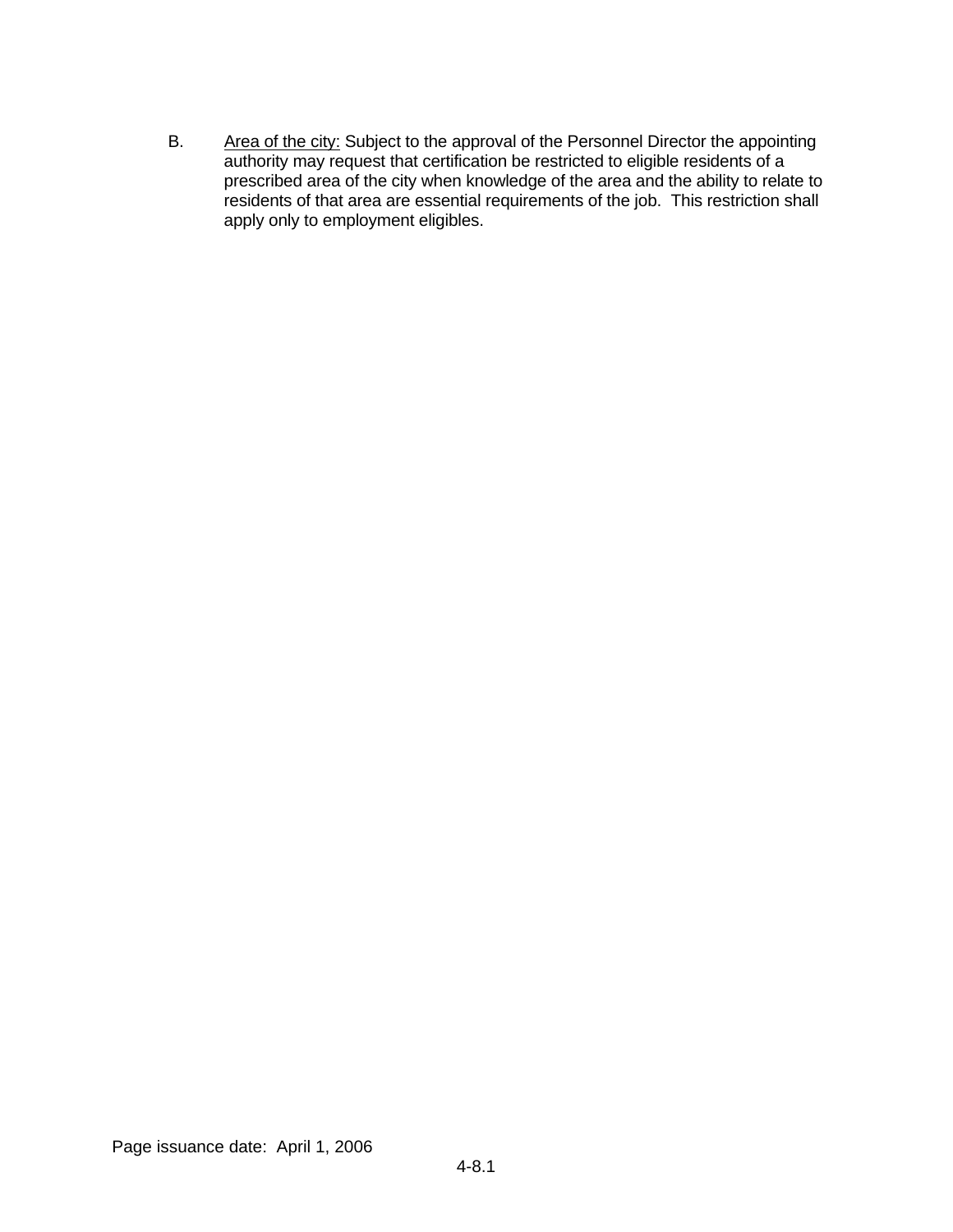B. <u>Area of the city:</u> Subject to the approval of the Personnel Director the appointing authority may request that certification be restricted to eligible residents of a prescribed area of the city when knowledge of the area and the ability to relate to residents of that area are essential requirements of the job. This restriction shall apply only to employment eligibles.

Page issuance date: April 1, 2006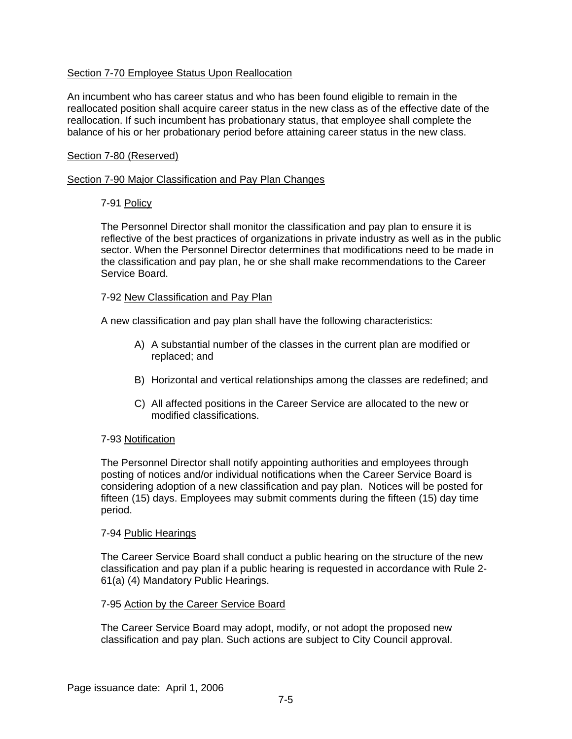## Section 7-70 Employee Status Upon Reallocation

An incumbent who has career status and who has been found eligible to remain in the reallocated position shall acquire career status in the new class as of the effective date of the reallocation. If such incumbent has probationary status, that employee shall complete the balance of his or her probationary period before attaining career status in the new class.

## Section 7-80 (Reserved)

## Section 7-90 Major Classification and Pay Plan Changes

### 7-91 Policy

The Personnel Director shall monitor the classification and pay plan to ensure it is reflective of the best practices of organizations in private industry as well as in the public sector. When the Personnel Director determines that modifications need to be made in the classification and pay plan, he or she shall make recommendations to the Career Service Board.

### 7-92 New Classification and Pay Plan

A new classification and pay plan shall have the following characteristics:

A) A substantial number of the classes in the current plan are modified or replaced; and

B) Horizontal and vertical relationships among the classes are redefined; and

C) All affected positions in the Career Service are allocated to the new or modified classifications.

### 7-93 Notification

The Personnel Director shall notify appointing authorities and employees through posting of notices and/or individual notifications when the Career Service Board is considering adoption of a new classification and pay plan. Notices will be posted for fifteen (15) days. Employees may submit comments during the fifteen (15) day time period.

### 7-94 Public Hearings

The Career Service Board shall conduct a public hearing on the structure of the new classification and pay plan if a public hearing is requested in accordance with Rule 2-61(a) (4) Mandatory Public Hearings.

### 7-95 Action by the Career Service Board

The Career Service Board may adopt, modify, or not adopt the proposed new classification and pay plan. Such actions are subject to City Council approval.

Page issuance date: April 1, 2006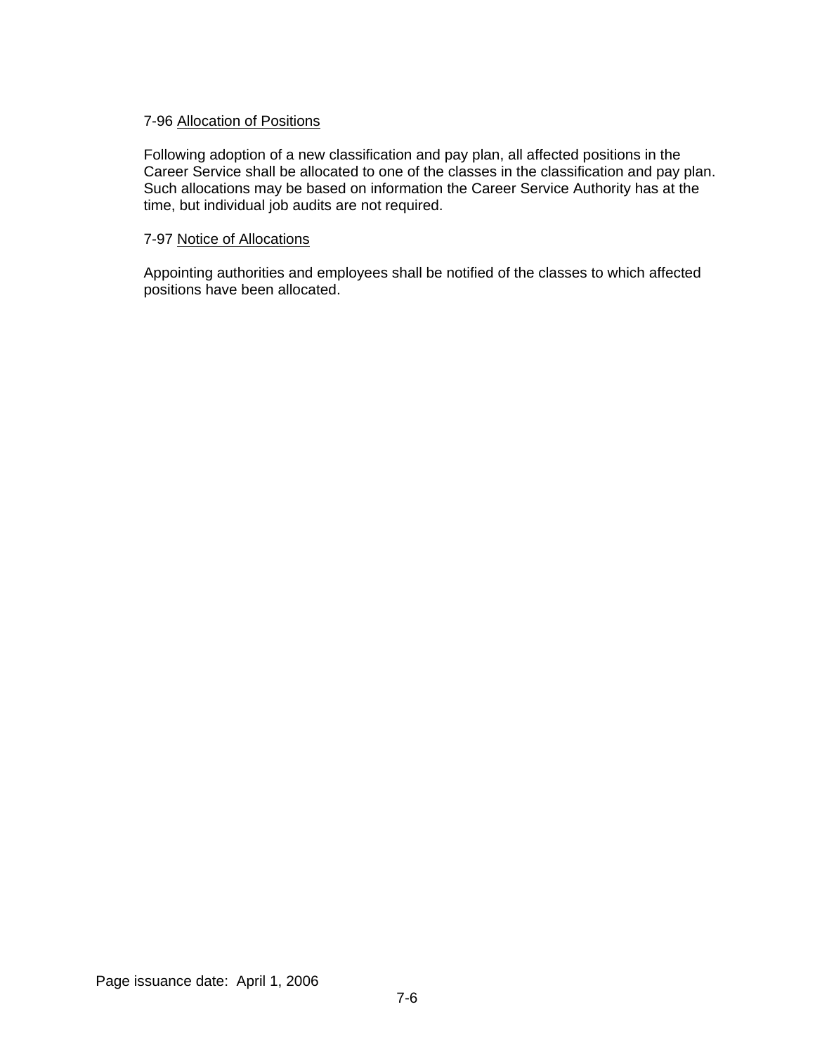7-96 Allocation of Positions

Following adoption of a new classification and pay plan, all affected positions in the Career Service shall be allocated to one of the classes in the classification and pay plan. Such allocations may be based on information the Career Service Authority has at the time, but individual job audits are not required.

7-97 Notice of Allocations

Appointing authorities and employees shall be notified of the classes to which affected positions have been allocated.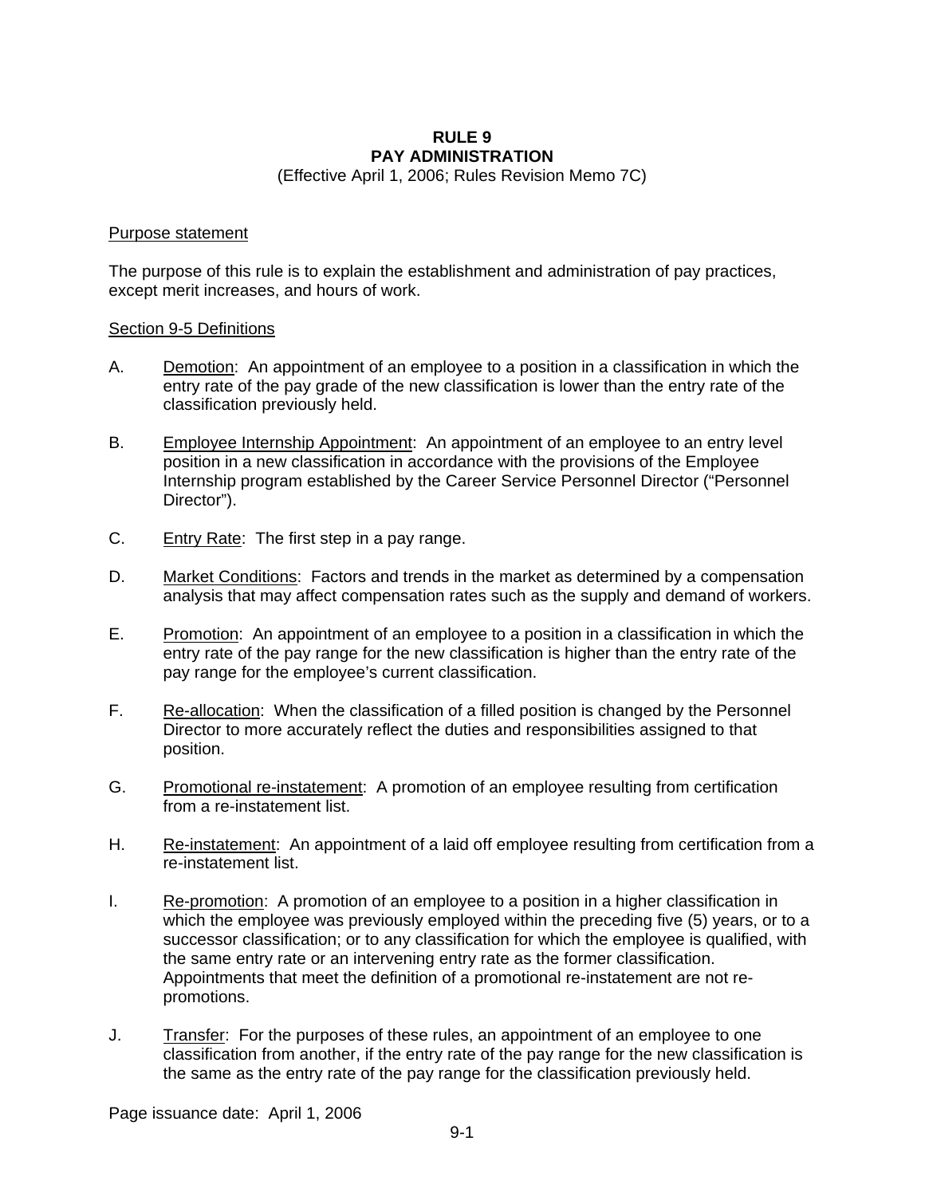# RULE 9
# PAY ADMINISTRATION

(Effective April 1, 2006; Rules Revision Memo 7C)

<u>Purpose statement</u>

The purpose of this rule is to explain the establishment and administration of pay practices, except merit increases, and hours of work.

<u>Section 9-5 Definitions</u>

A. <u>Demotion</u>: An appointment of an employee to a position in a classification in which the entry rate of the pay grade of the new classification is lower than the entry rate of the classification previously held.

B. <u>Employee Internship Appointment</u>: An appointment of an employee to an entry level position in a new classification in accordance with the provisions of the Employee Internship program established by the Career Service Personnel Director ("Personnel Director").

C. <u>Entry Rate</u>: The first step in a pay range.

D. <u>Market Conditions</u>: Factors and trends in the market as determined by a compensation analysis that may affect compensation rates such as the supply and demand of workers.

E. <u>Promotion</u>: An appointment of an employee to a position in a classification in which the entry rate of the pay range for the new classification is higher than the entry rate of the pay range for the employee's current classification.

F. <u>Re-allocation</u>: When the classification of a filled position is changed by the Personnel Director to more accurately reflect the duties and responsibilities assigned to that position.

G. <u>Promotional re-instatement</u>: A promotion of an employee resulting from certification from a re-instatement list.

H. <u>Re-instatement</u>: An appointment of a laid off employee resulting from certification from a re-instatement list.

I. <u>Re-promotion</u>: A promotion of an employee to a position in a higher classification in which the employee was previously employed within the preceding five (5) years, or to a successor classification; or to any classification for which the employee is qualified, with the same entry rate or an intervening entry rate as the former classification. Appointments that meet the definition of a promotional re-instatement are not re-promotions.

J. <u>Transfer</u>: For the purposes of these rules, an appointment of an employee to one classification from another, if the entry rate of the pay range for the new classification is the same as the entry rate of the pay range for the classification previously held.

Page issuance date: April 1, 2006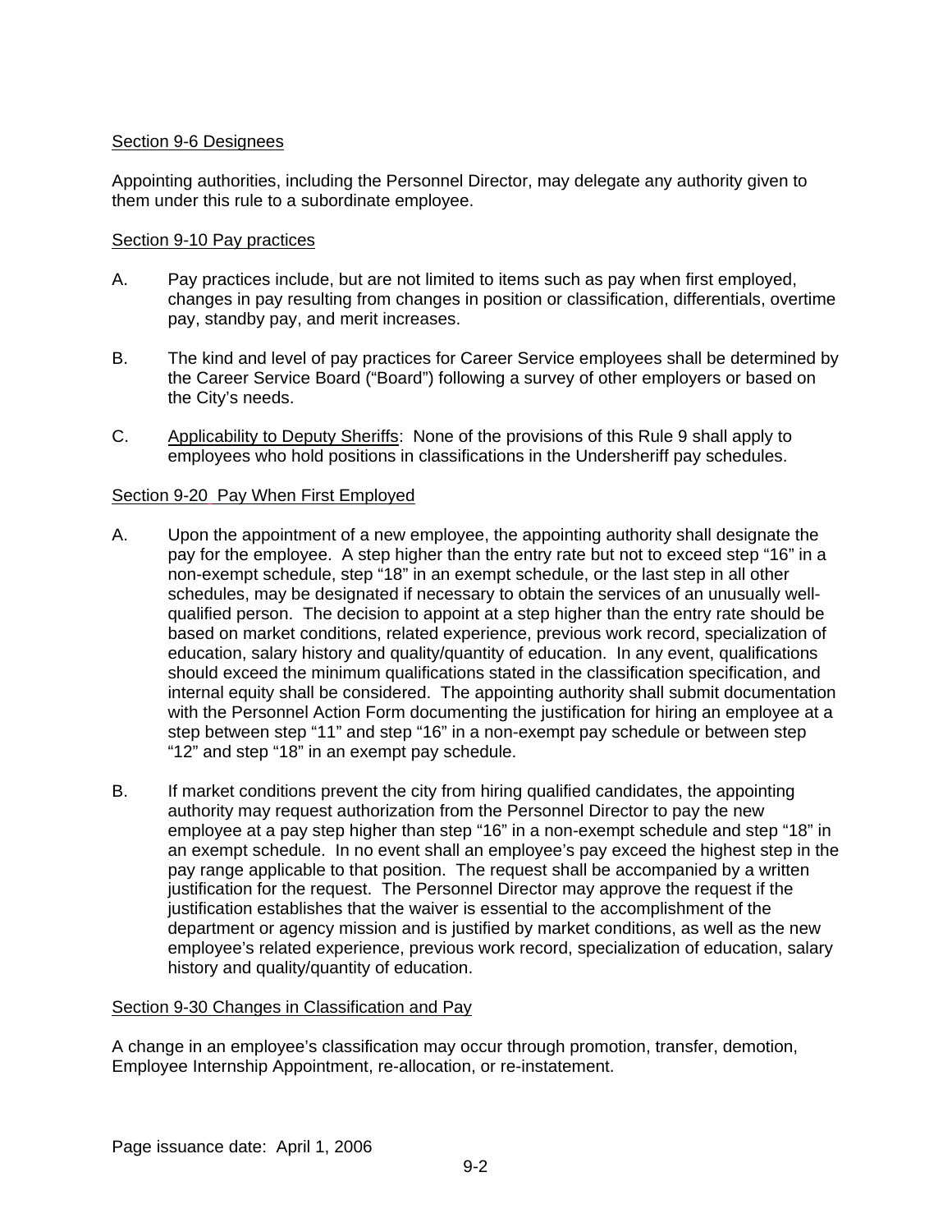Section 9-6 Designees

Appointing authorities, including the Personnel Director, may delegate any authority given to them under this rule to a subordinate employee.

Section 9-10 Pay practices

A. Pay practices include, but are not limited to items such as pay when first employed, changes in pay resulting from changes in position or classification, differentials, overtime pay, standby pay, and merit increases.

B. The kind and level of pay practices for Career Service employees shall be determined by the Career Service Board ("Board") following a survey of other employers or based on the City's needs.

C. Applicability to Deputy Sheriffs: None of the provisions of this Rule 9 shall apply to employees who hold positions in classifications in the Undersheriff pay schedules.

Section 9-20 Pay When First Employed

A. Upon the appointment of a new employee, the appointing authority shall designate the pay for the employee. A step higher than the entry rate but not to exceed step "16" in a non-exempt schedule, step "18" in an exempt schedule, or the last step in all other schedules, may be designated if necessary to obtain the services of an unusually well-qualified person. The decision to appoint at a step higher than the entry rate should be based on market conditions, related experience, previous work record, specialization of education, salary history and quality/quantity of education. In any event, qualifications should exceed the minimum qualifications stated in the classification specification, and internal equity shall be considered. The appointing authority shall submit documentation with the Personnel Action Form documenting the justification for hiring an employee at a step between step "11" and step "16" in a non-exempt pay schedule or between step "12" and step "18" in an exempt pay schedule.

B. If market conditions prevent the city from hiring qualified candidates, the appointing authority may request authorization from the Personnel Director to pay the new employee at a pay step higher than step "16" in a non-exempt schedule and step "18" in an exempt schedule. In no event shall an employee's pay exceed the highest step in the pay range applicable to that position. The request shall be accompanied by a written justification for the request. The Personnel Director may approve the request if the justification establishes that the waiver is essential to the accomplishment of the department or agency mission and is justified by market conditions, as well as the new employee's related experience, previous work record, specialization of education, salary history and quality/quantity of education.

Section 9-30 Changes in Classification and Pay

A change in an employee's classification may occur through promotion, transfer, demotion, Employee Internship Appointment, re-allocation, or re-instatement.

Page issuance date: April 1, 2006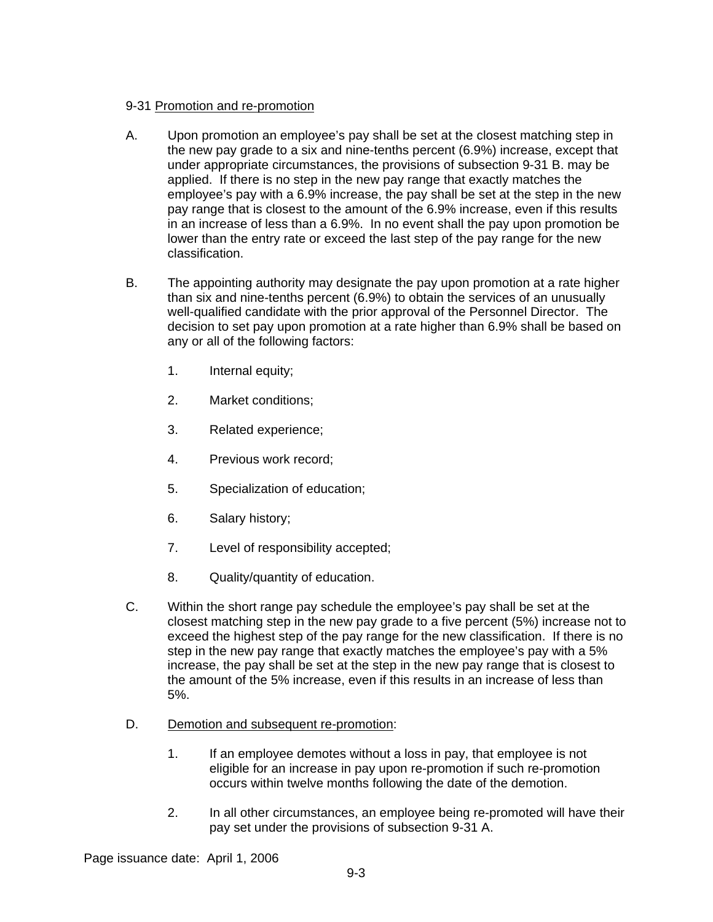9-31 Promotion and re-promotion

A. Upon promotion an employee's pay shall be set at the closest matching step in the new pay grade to a six and nine-tenths percent (6.9%) increase, except that under appropriate circumstances, the provisions of subsection 9-31 B. may be applied. If there is no step in the new pay range that exactly matches the employee's pay with a 6.9% increase, the pay shall be set at the step in the new pay range that is closest to the amount of the 6.9% increase, even if this results in an increase of less than a 6.9%. In no event shall the pay upon promotion be lower than the entry rate or exceed the last step of the pay range for the new classification.

B. The appointing authority may designate the pay upon promotion at a rate higher than six and nine-tenths percent (6.9%) to obtain the services of an unusually well-qualified candidate with the prior approval of the Personnel Director. The decision to set pay upon promotion at a rate higher than 6.9% shall be based on any or all of the following factors:

   1. Internal equity;

   2. Market conditions;

   3. Related experience;

   4. Previous work record;

   5. Specialization of education;

   6. Salary history;

   7. Level of responsibility accepted;

   8. Quality/quantity of education.

C. Within the short range pay schedule the employee's pay shall be set at the closest matching step in the new pay grade to a five percent (5%) increase not to exceed the highest step of the pay range for the new classification. If there is no step in the new pay range that exactly matches the employee's pay with a 5% increase, the pay shall be set at the step in the new pay range that is closest to the amount of the 5% increase, even if this results in an increase of less than 5%.

D. Demotion and subsequent re-promotion:

   1. If an employee demotes without a loss in pay, that employee is not eligible for an increase in pay upon re-promotion if such re-promotion occurs within twelve months following the date of the demotion.

   2. In all other circumstances, an employee being re-promoted will have their pay set under the provisions of subsection 9-31 A.

Page issuance date: April 1, 2006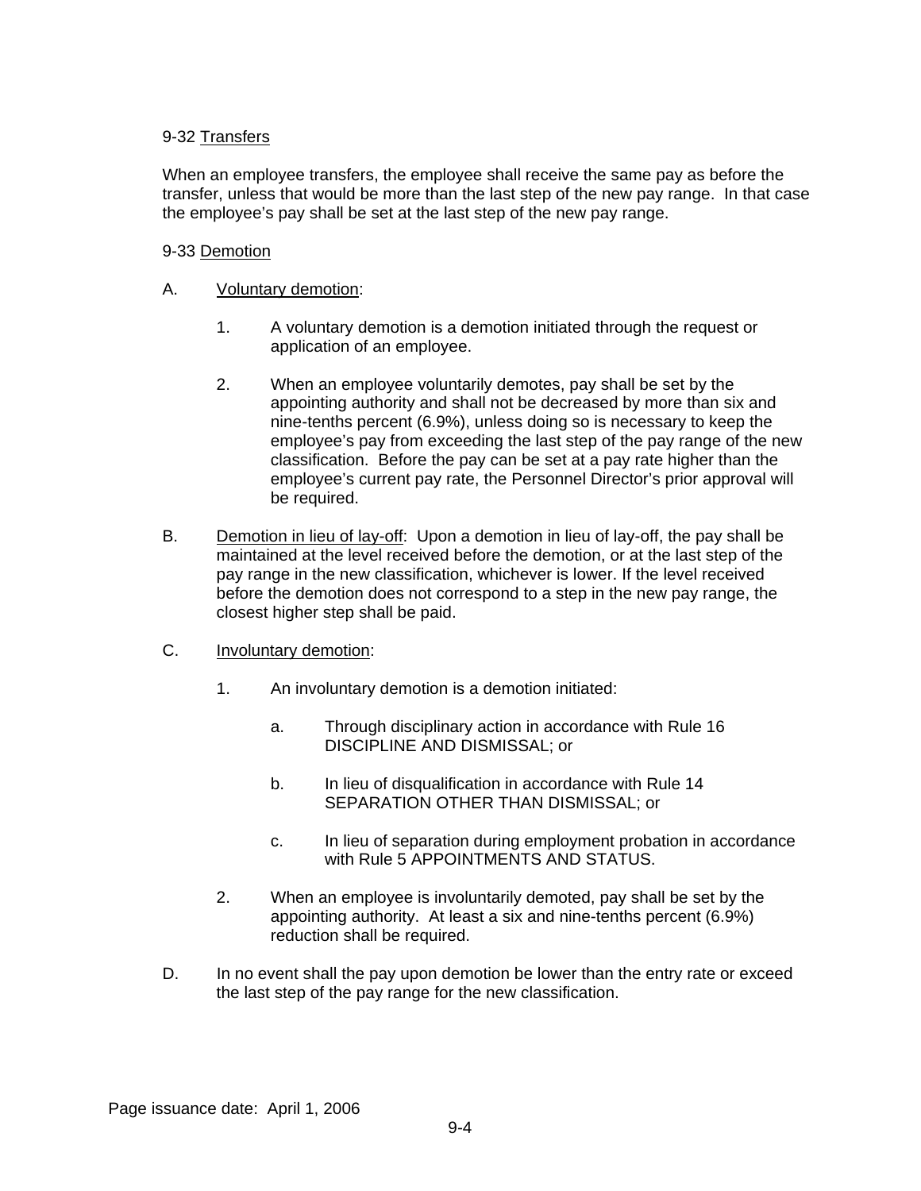### 9-32 Transfers

When an employee transfers, the employee shall receive the same pay as before the transfer, unless that would be more than the last step of the new pay range. In that case the employee's pay shall be set at the last step of the new pay range.

### 9-33 Demotion

A. Voluntary demotion:

1. A voluntary demotion is a demotion initiated through the request or application of an employee.

2. When an employee voluntarily demotes, pay shall be set by the appointing authority and shall not be decreased by more than six and nine-tenths percent (6.9%), unless doing so is necessary to keep the employee's pay from exceeding the last step of the pay range of the new classification. Before the pay can be set at a pay rate higher than the employee's current pay rate, the Personnel Director's prior approval will be required.

B. Demotion in lieu of lay-off: Upon a demotion in lieu of lay-off, the pay shall be maintained at the level received before the demotion, or at the last step of the pay range in the new classification, whichever is lower. If the level received before the demotion does not correspond to a step in the new pay range, the closest higher step shall be paid.

C. Involuntary demotion:

1. An involuntary demotion is a demotion initiated:

   a. Through disciplinary action in accordance with Rule 16 DISCIPLINE AND DISMISSAL; or

   b. In lieu of disqualification in accordance with Rule 14 SEPARATION OTHER THAN DISMISSAL; or

   c. In lieu of separation during employment probation in accordance with Rule 5 APPOINTMENTS AND STATUS.

2. When an employee is involuntarily demoted, pay shall be set by the appointing authority. At least a six and nine-tenths percent (6.9%) reduction shall be required.

D. In no event shall the pay upon demotion be lower than the entry rate or exceed the last step of the pay range for the new classification.

Page issuance date: April 1, 2006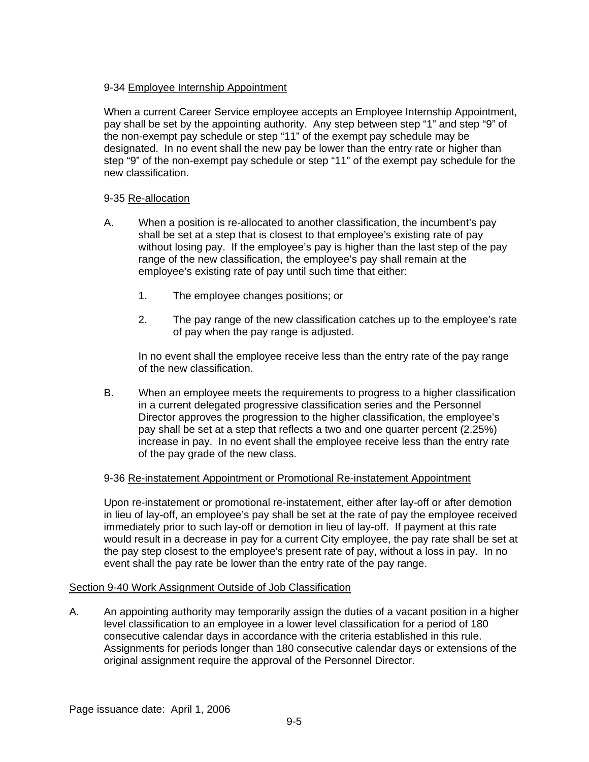### 9-34 Employee Internship Appointment

When a current Career Service employee accepts an Employee Internship Appointment, pay shall be set by the appointing authority. Any step between step "1" and step "9" of the non-exempt pay schedule or step "11" of the exempt pay schedule may be designated. In no event shall the new pay be lower than the entry rate or higher than step "9" of the non-exempt pay schedule or step "11" of the exempt pay schedule for the new classification.

### 9-35 Re-allocation

A. When a position is re-allocated to another classification, the incumbent's pay shall be set at a step that is closest to that employee's existing rate of pay without losing pay. If the employee's pay is higher than the last step of the pay range of the new classification, the employee's pay shall remain at the employee's existing rate of pay until such time that either:

   1. The employee changes positions; or

   2. The pay range of the new classification catches up to the employee's rate of pay when the pay range is adjusted.

   In no event shall the employee receive less than the entry rate of the pay range of the new classification.

B. When an employee meets the requirements to progress to a higher classification in a current delegated progressive classification series and the Personnel Director approves the progression to the higher classification, the employee's pay shall be set at a step that reflects a two and one quarter percent (2.25%) increase in pay. In no event shall the employee receive less than the entry rate of the pay grade of the new class.

### 9-36 Re-instatement Appointment or Promotional Re-instatement Appointment

Upon re-instatement or promotional re-instatement, either after lay-off or after demotion in lieu of lay-off, an employee's pay shall be set at the rate of pay the employee received immediately prior to such lay-off or demotion in lieu of lay-off. If payment at this rate would result in a decrease in pay for a current City employee, the pay rate shall be set at the pay step closest to the employee's present rate of pay, without a loss in pay. In no event shall the pay rate be lower than the entry rate of the pay range.

## Section 9-40 Work Assignment Outside of Job Classification

A. An appointing authority may temporarily assign the duties of a vacant position in a higher level classification to an employee in a lower level classification for a period of 180 consecutive calendar days in accordance with the criteria established in this rule. Assignments for periods longer than 180 consecutive calendar days or extensions of the original assignment require the approval of the Personnel Director.

Page issuance date: April 1, 2006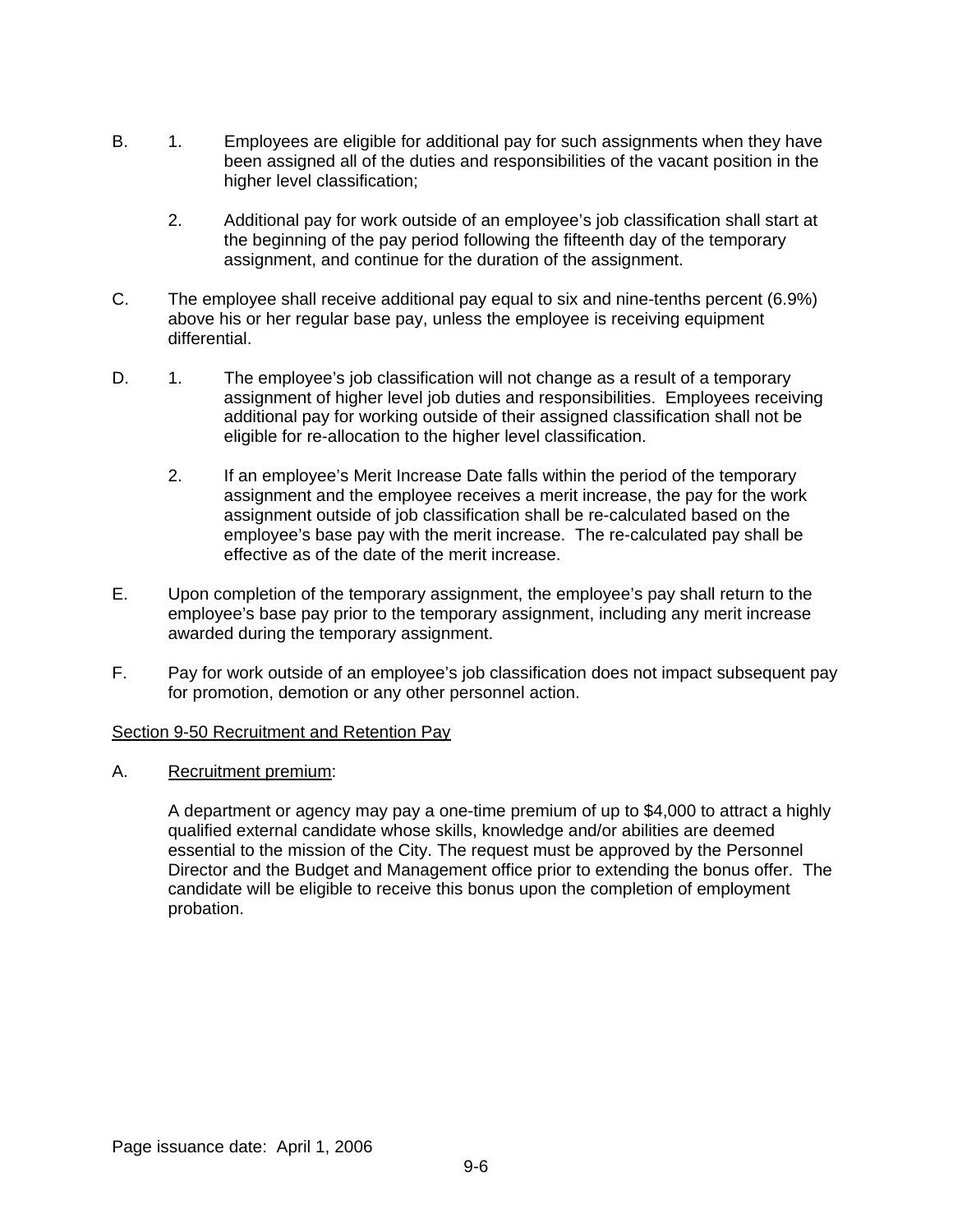B. 1. Employees are eligible for additional pay for such assignments when they have been assigned all of the duties and responsibilities of the vacant position in the higher level classification;

   2. Additional pay for work outside of an employee's job classification shall start at the beginning of the pay period following the fifteenth day of the temporary assignment, and continue for the duration of the assignment.

C. The employee shall receive additional pay equal to six and nine-tenths percent (6.9%) above his or her regular base pay, unless the employee is receiving equipment differential.

D. 1. The employee's job classification will not change as a result of a temporary assignment of higher level job duties and responsibilities. Employees receiving additional pay for working outside of their assigned classification shall not be eligible for re-allocation to the higher level classification.

   2. If an employee's Merit Increase Date falls within the period of the temporary assignment and the employee receives a merit increase, the pay for the work assignment outside of job classification shall be re-calculated based on the employee's base pay with the merit increase. The re-calculated pay shall be effective as of the date of the merit increase.

E. Upon completion of the temporary assignment, the employee's pay shall return to the employee's base pay prior to the temporary assignment, including any merit increase awarded during the temporary assignment.

F. Pay for work outside of an employee's job classification does not impact subsequent pay for promotion, demotion or any other personnel action.

## Section 9-50 Recruitment and Retention Pay

A. Recruitment premium:

   A department or agency may pay a one-time premium of up to $4,000 to attract a highly qualified external candidate whose skills, knowledge and/or abilities are deemed essential to the mission of the City. The request must be approved by the Personnel Director and the Budget and Management office prior to extending the bonus offer. The candidate will be eligible to receive this bonus upon the completion of employment probation.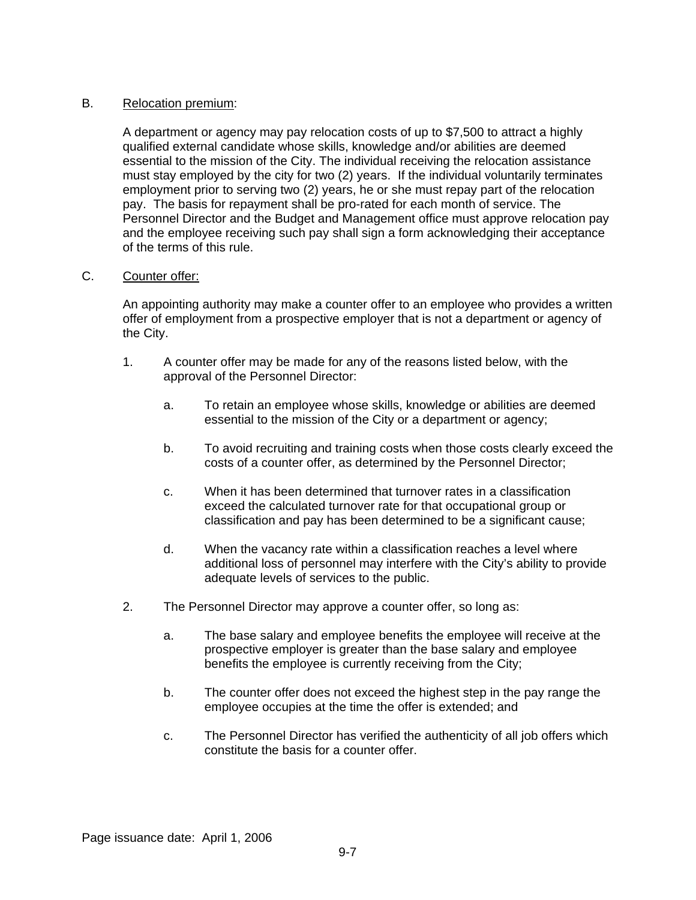B. Relocation premium:

A department or agency may pay relocation costs of up to $7,500 to attract a highly qualified external candidate whose skills, knowledge and/or abilities are deemed essential to the mission of the City. The individual receiving the relocation assistance must stay employed by the city for two (2) years. If the individual voluntarily terminates employment prior to serving two (2) years, he or she must repay part of the relocation pay. The basis for repayment shall be pro-rated for each month of service. The Personnel Director and the Budget and Management office must approve relocation pay and the employee receiving such pay shall sign a form acknowledging their acceptance of the terms of this rule.

C. Counter offer:

An appointing authority may make a counter offer to an employee who provides a written offer of employment from a prospective employer that is not a department or agency of the City.

1. A counter offer may be made for any of the reasons listed below, with the approval of the Personnel Director:

   a. To retain an employee whose skills, knowledge or abilities are deemed essential to the mission of the City or a department or agency;

   b. To avoid recruiting and training costs when those costs clearly exceed the costs of a counter offer, as determined by the Personnel Director;

   c. When it has been determined that turnover rates in a classification exceed the calculated turnover rate for that occupational group or classification and pay has been determined to be a significant cause;

   d. When the vacancy rate within a classification reaches a level where additional loss of personnel may interfere with the City's ability to provide adequate levels of services to the public.

2. The Personnel Director may approve a counter offer, so long as:

   a. The base salary and employee benefits the employee will receive at the prospective employer is greater than the base salary and employee benefits the employee is currently receiving from the City;

   b. The counter offer does not exceed the highest step in the pay range the employee occupies at the time the offer is extended; and

   c. The Personnel Director has verified the authenticity of all job offers which constitute the basis for a counter offer.

Page issuance date: April 1, 2006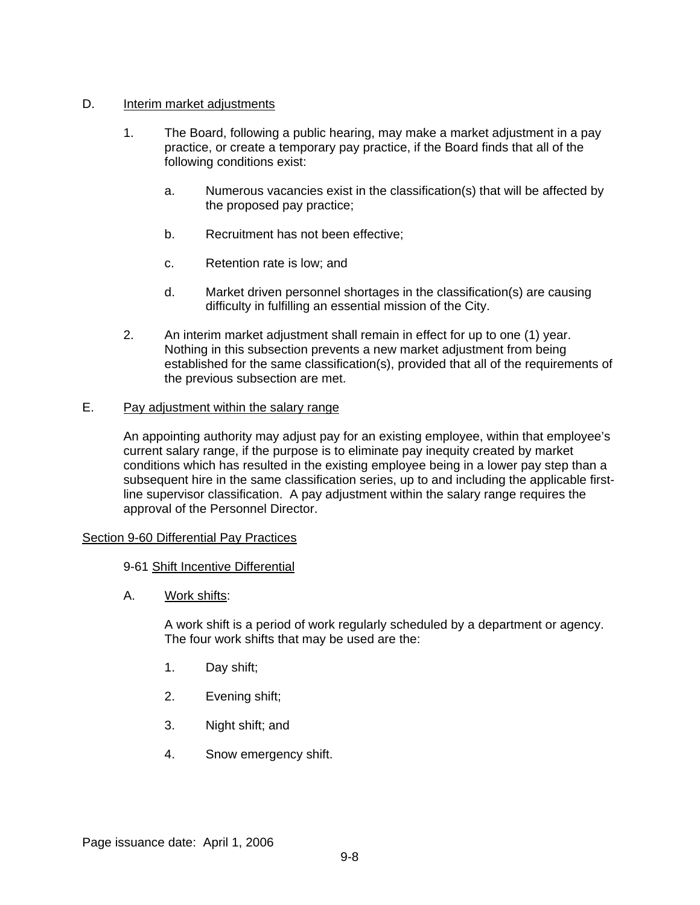D. Interim market adjustments

1. The Board, following a public hearing, may make a market adjustment in a pay practice, or create a temporary pay practice, if the Board finds that all of the following conditions exist:

   a. Numerous vacancies exist in the classification(s) that will be affected by the proposed pay practice;

   b. Recruitment has not been effective;

   c. Retention rate is low; and

   d. Market driven personnel shortages in the classification(s) are causing difficulty in fulfilling an essential mission of the City.

2. An interim market adjustment shall remain in effect for up to one (1) year. Nothing in this subsection prevents a new market adjustment from being established for the same classification(s), provided that all of the requirements of the previous subsection are met.

E. Pay adjustment within the salary range

An appointing authority may adjust pay for an existing employee, within that employee's current salary range, if the purpose is to eliminate pay inequity created by market conditions which has resulted in the existing employee being in a lower pay step than a subsequent hire in the same classification series, up to and including the applicable first-line supervisor classification. A pay adjustment within the salary range requires the approval of the Personnel Director.

## Section 9-60 Differential Pay Practices

### 9-61 Shift Incentive Differential

A. Work shifts:

A work shift is a period of work regularly scheduled by a department or agency. The four work shifts that may be used are the:

1. Day shift;

2. Evening shift;

3. Night shift; and

4. Snow emergency shift.

Page issuance date: April 1, 2006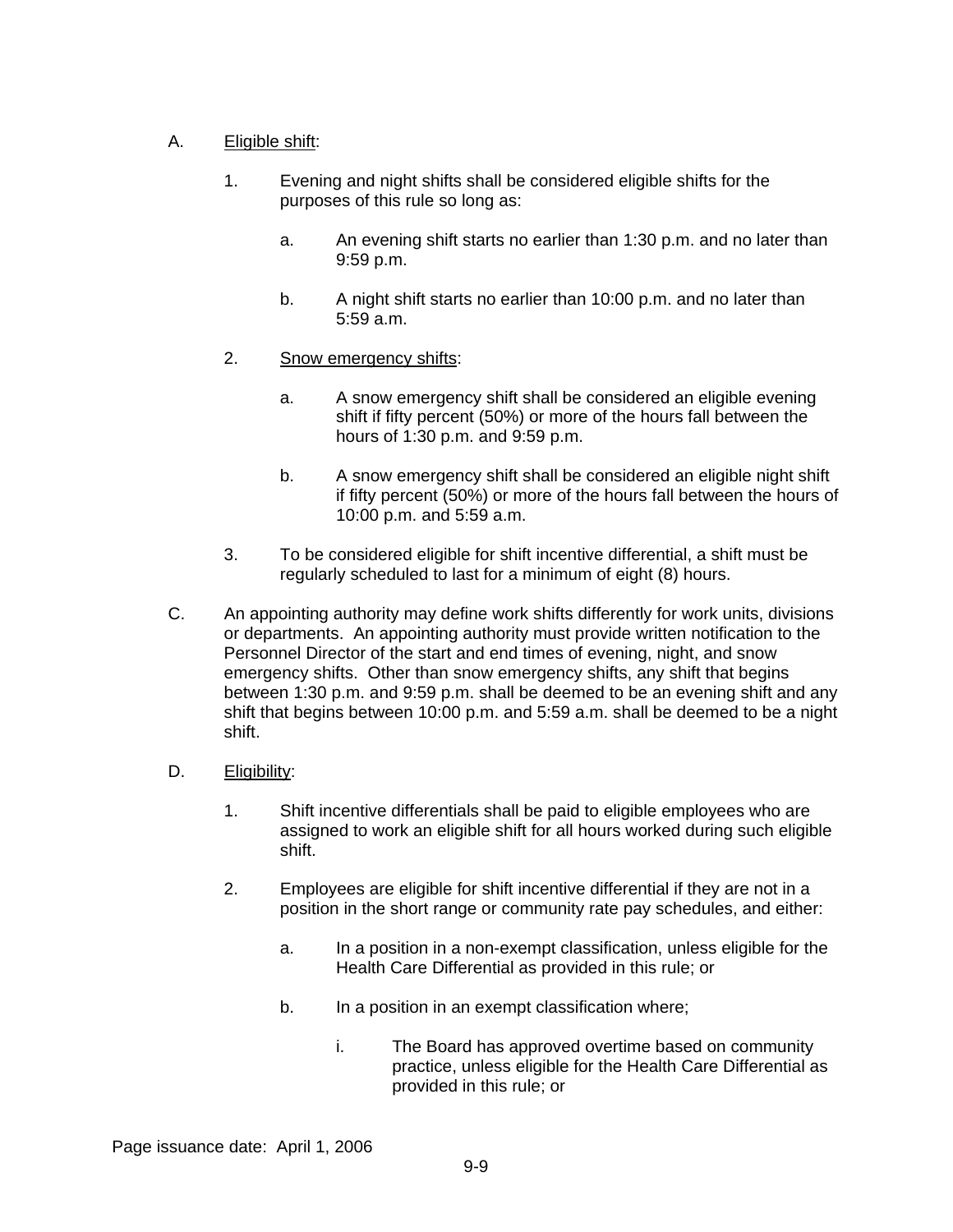A. <u>Eligible shift</u>:

   1. Evening and night shifts shall be considered eligible shifts for the purposes of this rule so long as:

      a. An evening shift starts no earlier than 1:30 p.m. and no later than 9:59 p.m.

      b. A night shift starts no earlier than 10:00 p.m. and no later than 5:59 a.m.

   2. <u>Snow emergency shifts</u>:

      a. A snow emergency shift shall be considered an eligible evening shift if fifty percent (50%) or more of the hours fall between the hours of 1:30 p.m. and 9:59 p.m.

      b. A snow emergency shift shall be considered an eligible night shift if fifty percent (50%) or more of the hours fall between the hours of 10:00 p.m. and 5:59 a.m.

   3. To be considered eligible for shift incentive differential, a shift must be regularly scheduled to last for a minimum of eight (8) hours.

C. An appointing authority may define work shifts differently for work units, divisions or departments. An appointing authority must provide written notification to the Personnel Director of the start and end times of evening, night, and snow emergency shifts. Other than snow emergency shifts, any shift that begins between 1:30 p.m. and 9:59 p.m. shall be deemed to be an evening shift and any shift that begins between 10:00 p.m. and 5:59 a.m. shall be deemed to be a night shift.

D. <u>Eligibility</u>:

   1. Shift incentive differentials shall be paid to eligible employees who are assigned to work an eligible shift for all hours worked during such eligible shift.

   2. Employees are eligible for shift incentive differential if they are not in a position in the short range or community rate pay schedules, and either:

      a. In a position in a non-exempt classification, unless eligible for the Health Care Differential as provided in this rule; or

      b. In a position in an exempt classification where;

         i. The Board has approved overtime based on community practice, unless eligible for the Health Care Differential as provided in this rule; or

Page issuance date: April 1, 2006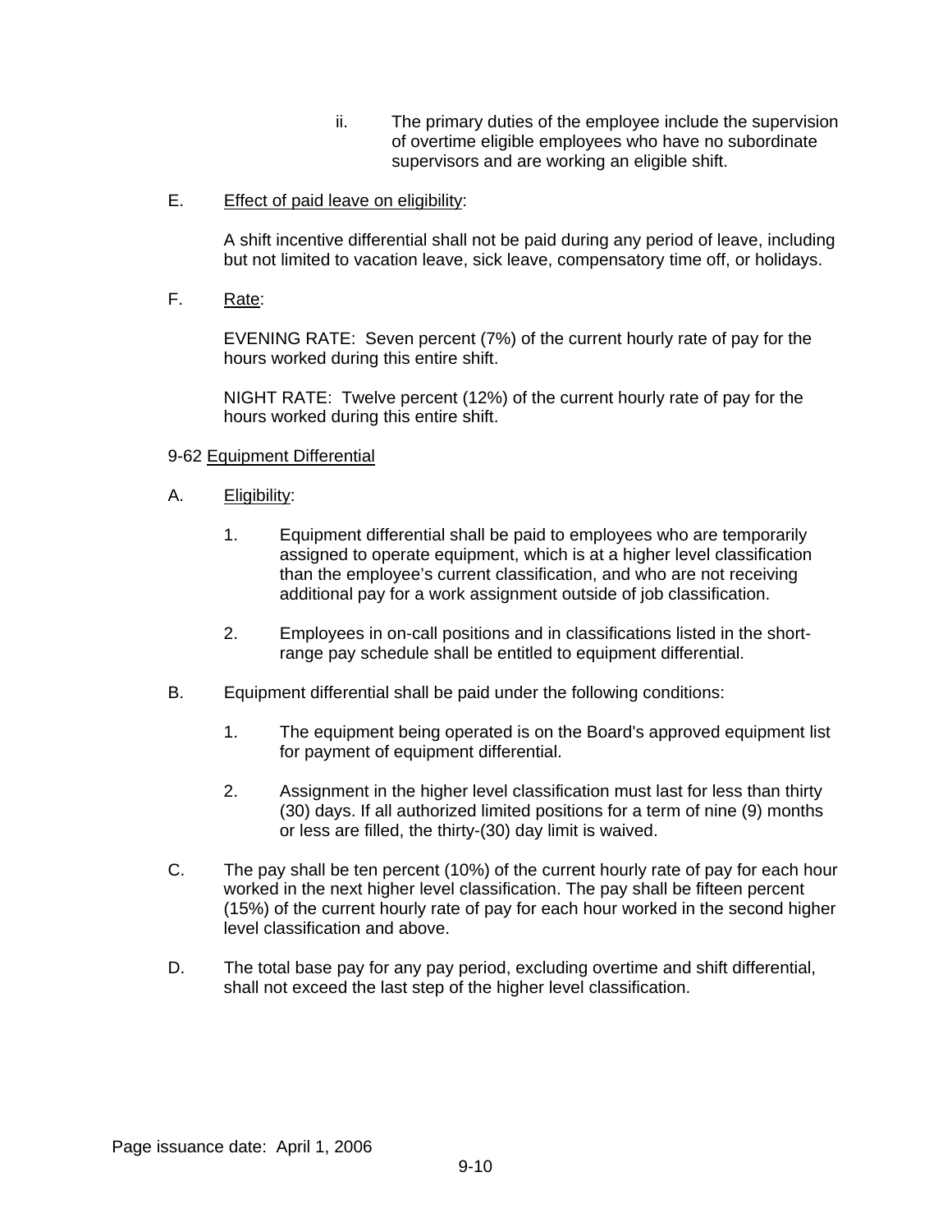ii. The primary duties of the employee include the supervision of overtime eligible employees who have no subordinate supervisors and are working an eligible shift.

E. Effect of paid leave on eligibility:

A shift incentive differential shall not be paid during any period of leave, including but not limited to vacation leave, sick leave, compensatory time off, or holidays.

F. Rate:

EVENING RATE: Seven percent (7%) of the current hourly rate of pay for the hours worked during this entire shift.

NIGHT RATE: Twelve percent (12%) of the current hourly rate of pay for the hours worked during this entire shift.

9-62 Equipment Differential

A. Eligibility:

1. Equipment differential shall be paid to employees who are temporarily assigned to operate equipment, which is at a higher level classification than the employee's current classification, and who are not receiving additional pay for a work assignment outside of job classification.

2. Employees in on-call positions and in classifications listed in the short-range pay schedule shall be entitled to equipment differential.

B. Equipment differential shall be paid under the following conditions:

1. The equipment being operated is on the Board's approved equipment list for payment of equipment differential.

2. Assignment in the higher level classification must last for less than thirty (30) days. If all authorized limited positions for a term of nine (9) months or less are filled, the thirty-(30) day limit is waived.

C. The pay shall be ten percent (10%) of the current hourly rate of pay for each hour worked in the next higher level classification. The pay shall be fifteen percent (15%) of the current hourly rate of pay for each hour worked in the second higher level classification and above.

D. The total base pay for any pay period, excluding overtime and shift differential, shall not exceed the last step of the higher level classification.

Page issuance date: April 1, 2006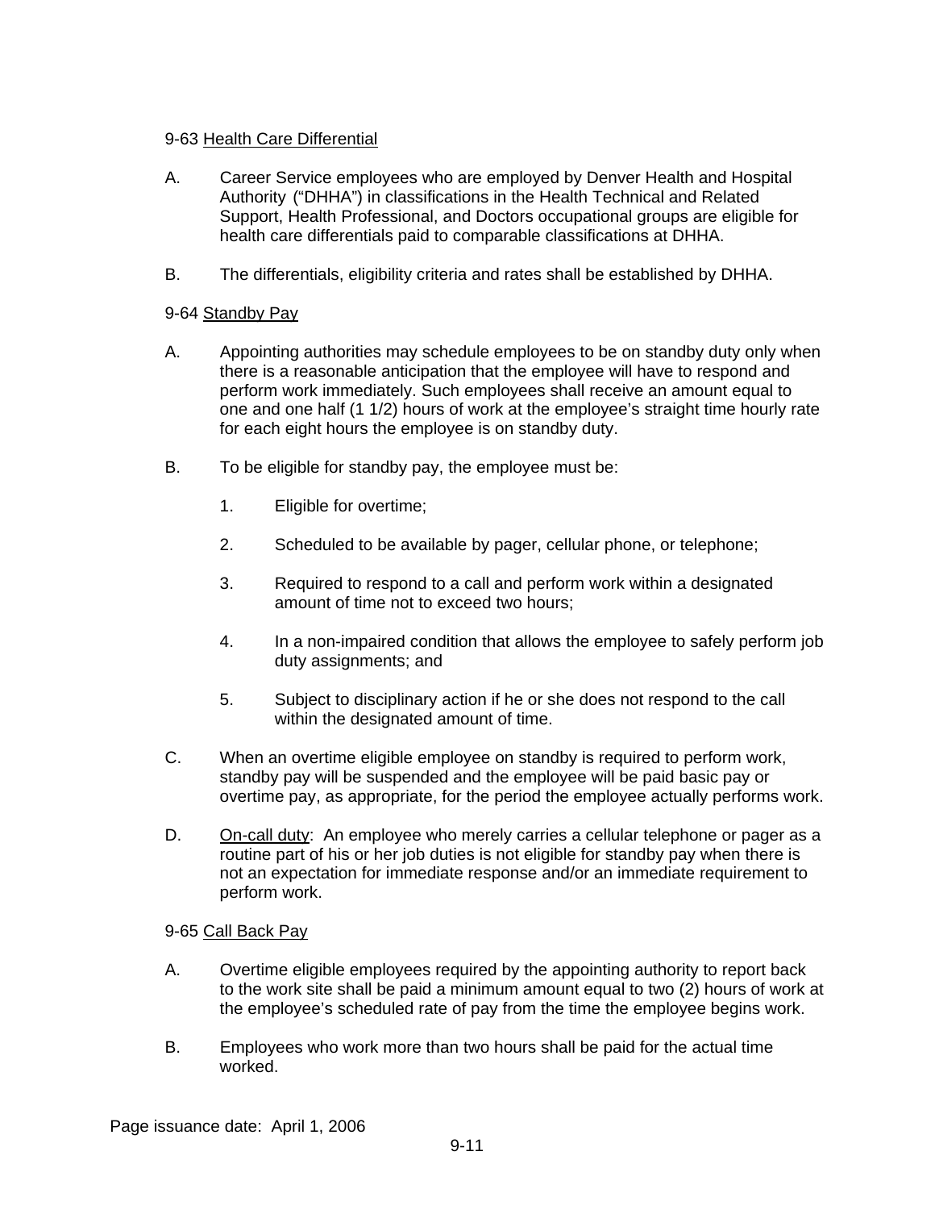### 9-63 Health Care Differential

A. Career Service employees who are employed by Denver Health and Hospital Authority ("DHHA") in classifications in the Health Technical and Related Support, Health Professional, and Doctors occupational groups are eligible for health care differentials paid to comparable classifications at DHHA.

B. The differentials, eligibility criteria and rates shall be established by DHHA.

### 9-64 Standby Pay

A. Appointing authorities may schedule employees to be on standby duty only when there is a reasonable anticipation that the employee will have to respond and perform work immediately. Such employees shall receive an amount equal to one and one half (1 1/2) hours of work at the employee's straight time hourly rate for each eight hours the employee is on standby duty.

B. To be eligible for standby pay, the employee must be:

1. Eligible for overtime;

2. Scheduled to be available by pager, cellular phone, or telephone;

3. Required to respond to a call and perform work within a designated amount of time not to exceed two hours;

4. In a non-impaired condition that allows the employee to safely perform job duty assignments; and

5. Subject to disciplinary action if he or she does not respond to the call within the designated amount of time.

C. When an overtime eligible employee on standby is required to perform work, standby pay will be suspended and the employee will be paid basic pay or overtime pay, as appropriate, for the period the employee actually performs work.

D. On-call duty: An employee who merely carries a cellular telephone or pager as a routine part of his or her job duties is not eligible for standby pay when there is not an expectation for immediate response and/or an immediate requirement to perform work.

### 9-65 Call Back Pay

A. Overtime eligible employees required by the appointing authority to report back to the work site shall be paid a minimum amount equal to two (2) hours of work at the employee's scheduled rate of pay from the time the employee begins work.

B. Employees who work more than two hours shall be paid for the actual time worked.

Page issuance date: April 1, 2006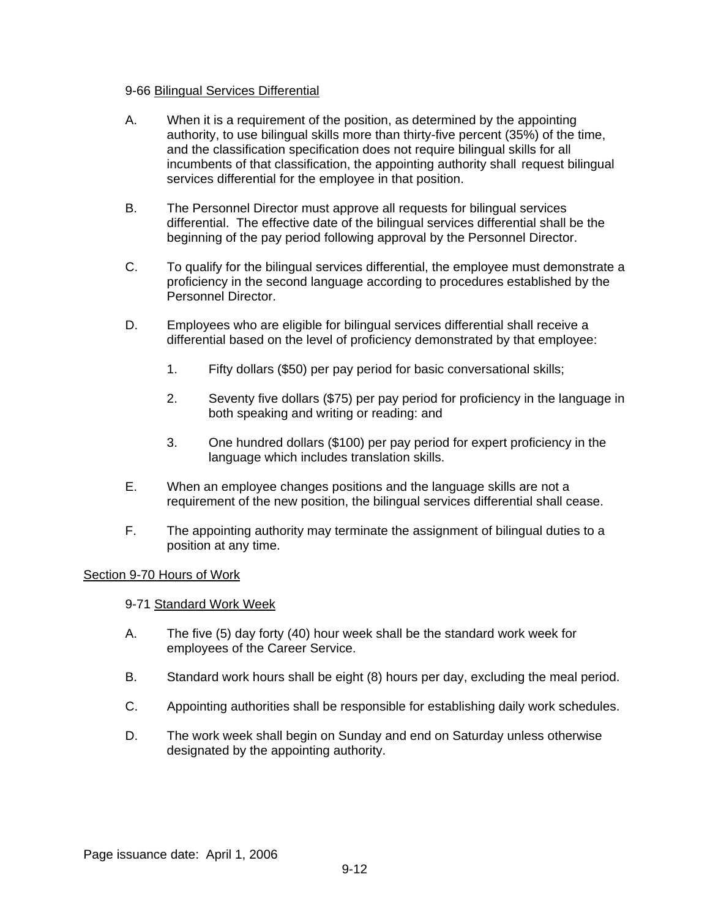### 9-66 Bilingual Services Differential

A. When it is a requirement of the position, as determined by the appointing authority, to use bilingual skills more than thirty-five percent (35%) of the time, and the classification specification does not require bilingual skills for all incumbents of that classification, the appointing authority shall request bilingual services differential for the employee in that position.

B. The Personnel Director must approve all requests for bilingual services differential. The effective date of the bilingual services differential shall be the beginning of the pay period following approval by the Personnel Director.

C. To qualify for the bilingual services differential, the employee must demonstrate a proficiency in the second language according to procedures established by the Personnel Director.

D. Employees who are eligible for bilingual services differential shall receive a differential based on the level of proficiency demonstrated by that employee:

   1. Fifty dollars ($50) per pay period for basic conversational skills;

   2. Seventy five dollars ($75) per pay period for proficiency in the language in both speaking and writing or reading: and

   3. One hundred dollars ($100) per pay period for expert proficiency in the language which includes translation skills.

E. When an employee changes positions and the language skills are not a requirement of the new position, the bilingual services differential shall cease.

F. The appointing authority may terminate the assignment of bilingual duties to a position at any time.

## Section 9-70 Hours of Work

### 9-71 Standard Work Week

A. The five (5) day forty (40) hour week shall be the standard work week for employees of the Career Service.

B. Standard work hours shall be eight (8) hours per day, excluding the meal period.

C. Appointing authorities shall be responsible for establishing daily work schedules.

D. The work week shall begin on Sunday and end on Saturday unless otherwise designated by the appointing authority.

Page issuance date: April 1, 2006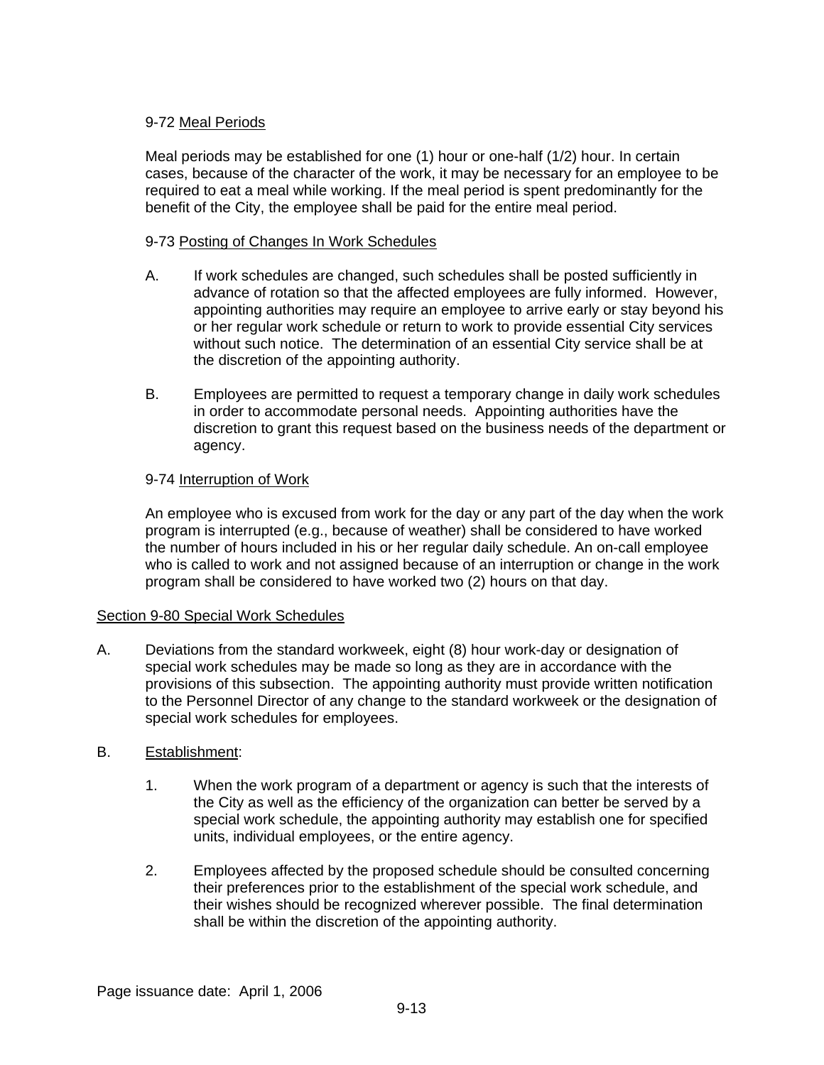### 9-72 Meal Periods

Meal periods may be established for one (1) hour or one-half (1/2) hour. In certain cases, because of the character of the work, it may be necessary for an employee to be required to eat a meal while working. If the meal period is spent predominantly for the benefit of the City, the employee shall be paid for the entire meal period.

### 9-73 Posting of Changes In Work Schedules

A. If work schedules are changed, such schedules shall be posted sufficiently in advance of rotation so that the affected employees are fully informed. However, appointing authorities may require an employee to arrive early or stay beyond his or her regular work schedule or return to work to provide essential City services without such notice. The determination of an essential City service shall be at the discretion of the appointing authority.

B. Employees are permitted to request a temporary change in daily work schedules in order to accommodate personal needs. Appointing authorities have the discretion to grant this request based on the business needs of the department or agency.

### 9-74 Interruption of Work

An employee who is excused from work for the day or any part of the day when the work program is interrupted (e.g., because of weather) shall be considered to have worked the number of hours included in his or her regular daily schedule. An on-call employee who is called to work and not assigned because of an interruption or change in the work program shall be considered to have worked two (2) hours on that day.

## Section 9-80 Special Work Schedules

A. Deviations from the standard workweek, eight (8) hour work-day or designation of special work schedules may be made so long as they are in accordance with the provisions of this subsection. The appointing authority must provide written notification to the Personnel Director of any change to the standard workweek or the designation of special work schedules for employees.

B. Establishment:

1. When the work program of a department or agency is such that the interests of the City as well as the efficiency of the organization can better be served by a special work schedule, the appointing authority may establish one for specified units, individual employees, or the entire agency.

2. Employees affected by the proposed schedule should be consulted concerning their preferences prior to the establishment of the special work schedule, and their wishes should be recognized wherever possible. The final determination shall be within the discretion of the appointing authority.

Page issuance date: April 1, 2006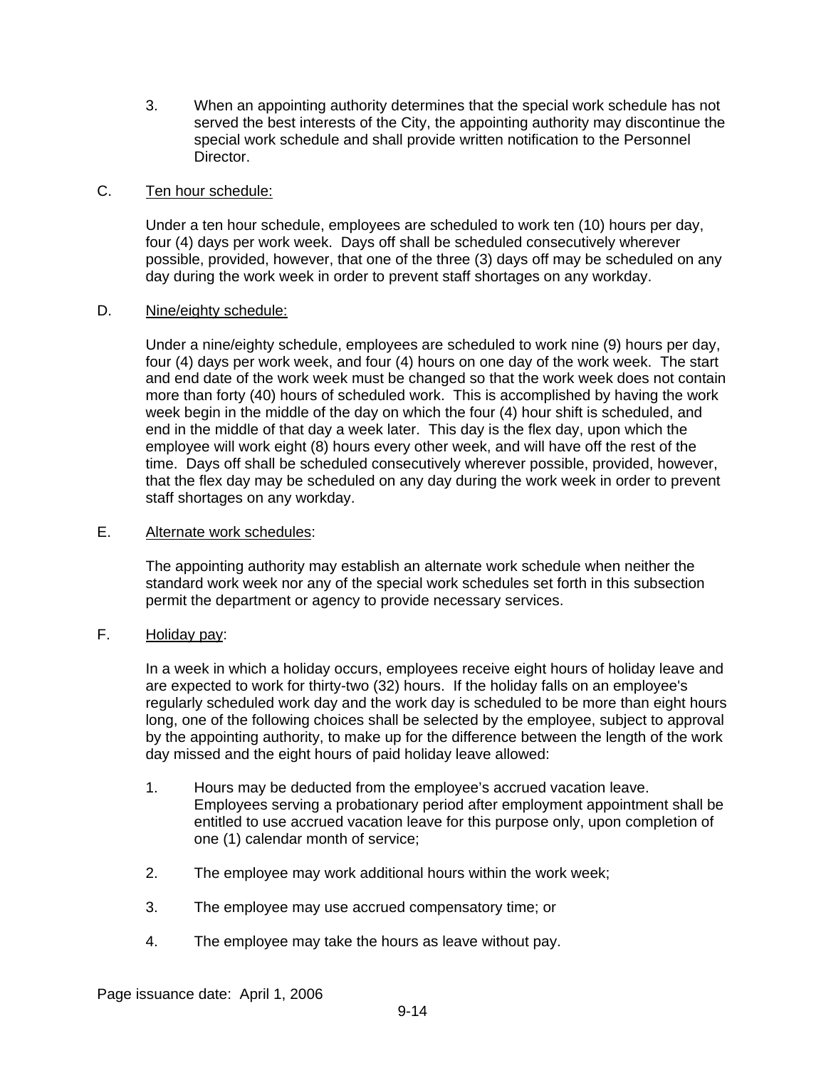3. When an appointing authority determines that the special work schedule has not served the best interests of the City, the appointing authority may discontinue the special work schedule and shall provide written notification to the Personnel Director.

C. <u>Ten hour schedule:</u>

Under a ten hour schedule, employees are scheduled to work ten (10) hours per day, four (4) days per work week. Days off shall be scheduled consecutively wherever possible, provided, however, that one of the three (3) days off may be scheduled on any day during the work week in order to prevent staff shortages on any workday.

D. <u>Nine/eighty schedule:</u>

Under a nine/eighty schedule, employees are scheduled to work nine (9) hours per day, four (4) days per work week, and four (4) hours on one day of the work week. The start and end date of the work week must be changed so that the work week does not contain more than forty (40) hours of scheduled work. This is accomplished by having the work week begin in the middle of the day on which the four (4) hour shift is scheduled, and end in the middle of that day a week later. This day is the flex day, upon which the employee will work eight (8) hours every other week, and will have off the rest of the time. Days off shall be scheduled consecutively wherever possible, provided, however, that the flex day may be scheduled on any day during the work week in order to prevent staff shortages on any workday.

E. <u>Alternate work schedules</u>:

The appointing authority may establish an alternate work schedule when neither the standard work week nor any of the special work schedules set forth in this subsection permit the department or agency to provide necessary services.

F. <u>Holiday pay</u>:

In a week in which a holiday occurs, employees receive eight hours of holiday leave and are expected to work for thirty-two (32) hours. If the holiday falls on an employee's regularly scheduled work day and the work day is scheduled to be more than eight hours long, one of the following choices shall be selected by the employee, subject to approval by the appointing authority, to make up for the difference between the length of the work day missed and the eight hours of paid holiday leave allowed:

1. Hours may be deducted from the employee's accrued vacation leave. Employees serving a probationary period after employment appointment shall be entitled to use accrued vacation leave for this purpose only, upon completion of one (1) calendar month of service;

2. The employee may work additional hours within the work week;

3. The employee may use accrued compensatory time; or

4. The employee may take the hours as leave without pay.

Page issuance date: April 1, 2006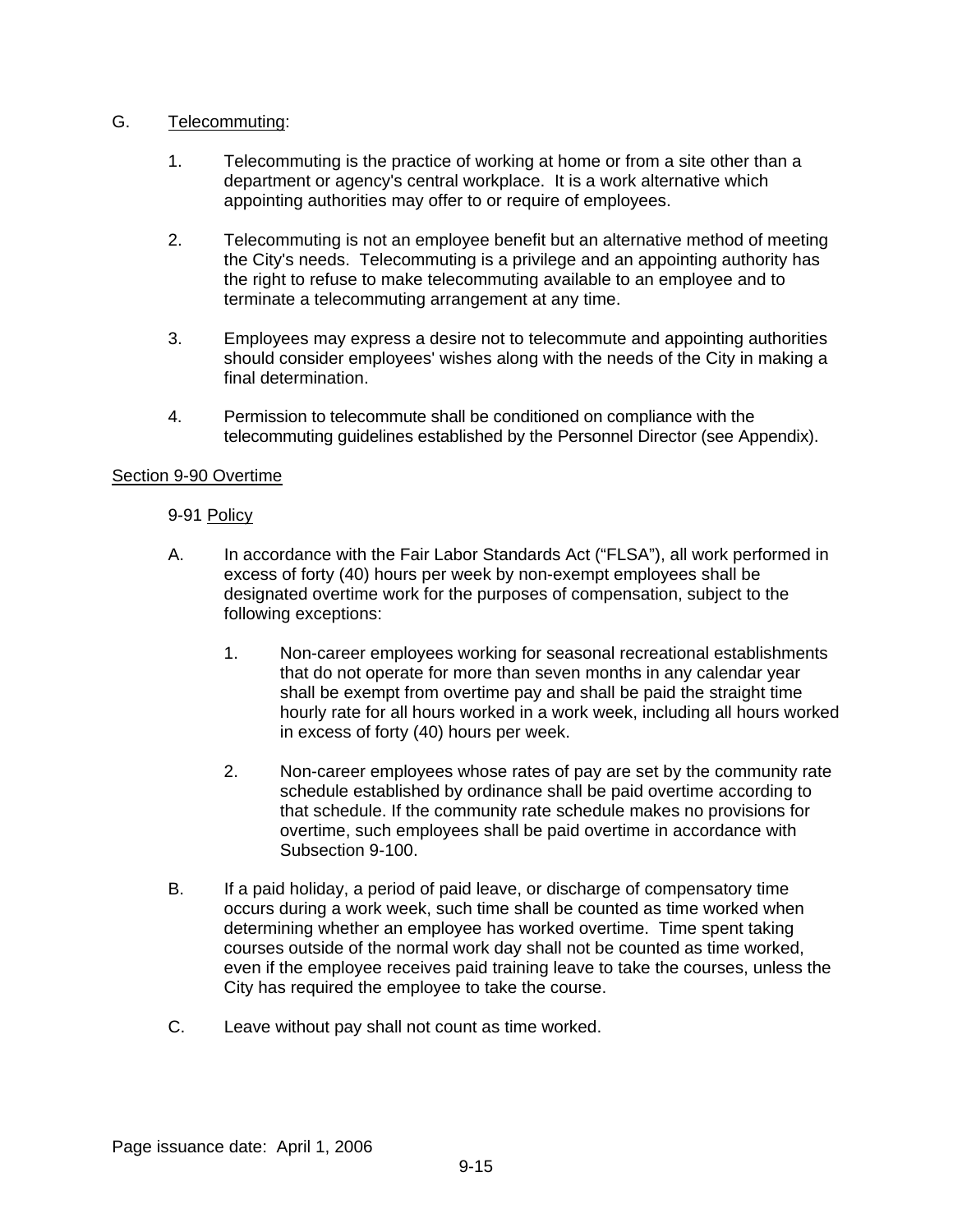G. Telecommuting:

1. Telecommuting is the practice of working at home or from a site other than a department or agency's central workplace. It is a work alternative which appointing authorities may offer to or require of employees.

2. Telecommuting is not an employee benefit but an alternative method of meeting the City's needs. Telecommuting is a privilege and an appointing authority has the right to refuse to make telecommuting available to an employee and to terminate a telecommuting arrangement at any time.

3. Employees may express a desire not to telecommute and appointing authorities should consider employees' wishes along with the needs of the City in making a final determination.

4. Permission to telecommute shall be conditioned on compliance with the telecommuting guidelines established by the Personnel Director (see Appendix).

## Section 9-90 Overtime

### 9-91 Policy

A. In accordance with the Fair Labor Standards Act ("FLSA"), all work performed in excess of forty (40) hours per week by non-exempt employees shall be designated overtime work for the purposes of compensation, subject to the following exceptions:

   1. Non-career employees working for seasonal recreational establishments that do not operate for more than seven months in any calendar year shall be exempt from overtime pay and shall be paid the straight time hourly rate for all hours worked in a work week, including all hours worked in excess of forty (40) hours per week.

   2. Non-career employees whose rates of pay are set by the community rate schedule established by ordinance shall be paid overtime according to that schedule. If the community rate schedule makes no provisions for overtime, such employees shall be paid overtime in accordance with Subsection 9-100.

B. If a paid holiday, a period of paid leave, or discharge of compensatory time occurs during a work week, such time shall be counted as time worked when determining whether an employee has worked overtime. Time spent taking courses outside of the normal work day shall not be counted as time worked, even if the employee receives paid training leave to take the courses, unless the City has required the employee to take the course.

C. Leave without pay shall not count as time worked.

Page issuance date: April 1, 2006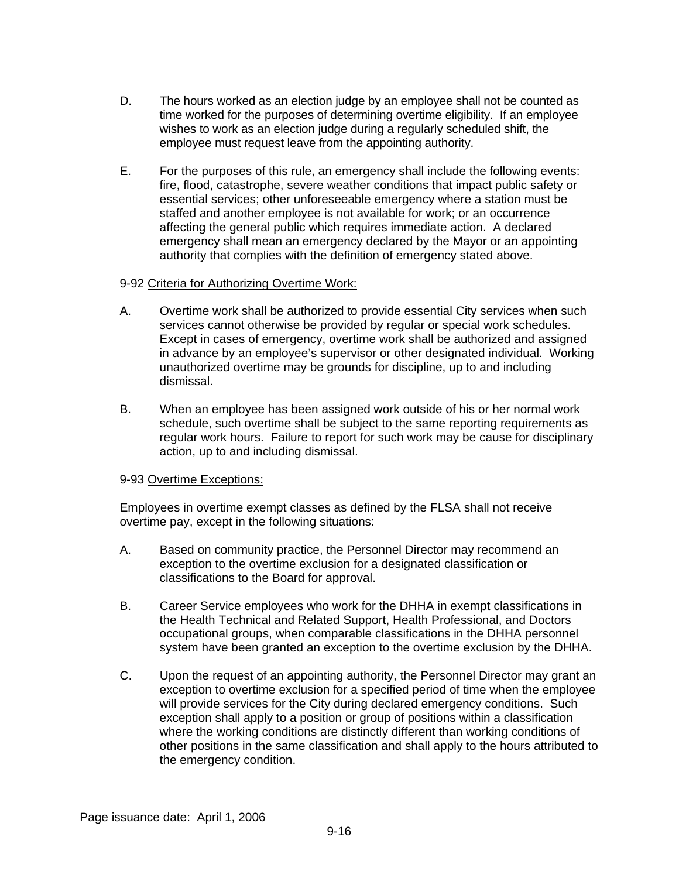D. The hours worked as an election judge by an employee shall not be counted as time worked for the purposes of determining overtime eligibility. If an employee wishes to work as an election judge during a regularly scheduled shift, the employee must request leave from the appointing authority.

E. For the purposes of this rule, an emergency shall include the following events: fire, flood, catastrophe, severe weather conditions that impact public safety or essential services; other unforeseeable emergency where a station must be staffed and another employee is not available for work; or an occurrence affecting the general public which requires immediate action. A declared emergency shall mean an emergency declared by the Mayor or an appointing authority that complies with the definition of emergency stated above.

9-92 Criteria for Authorizing Overtime Work:

A. Overtime work shall be authorized to provide essential City services when such services cannot otherwise be provided by regular or special work schedules. Except in cases of emergency, overtime work shall be authorized and assigned in advance by an employee's supervisor or other designated individual. Working unauthorized overtime may be grounds for discipline, up to and including dismissal.

B. When an employee has been assigned work outside of his or her normal work schedule, such overtime shall be subject to the same reporting requirements as regular work hours. Failure to report for such work may be cause for disciplinary action, up to and including dismissal.

9-93 Overtime Exceptions:

Employees in overtime exempt classes as defined by the FLSA shall not receive overtime pay, except in the following situations:

A. Based on community practice, the Personnel Director may recommend an exception to the overtime exclusion for a designated classification or classifications to the Board for approval.

B. Career Service employees who work for the DHHA in exempt classifications in the Health Technical and Related Support, Health Professional, and Doctors occupational groups, when comparable classifications in the DHHA personnel system have been granted an exception to the overtime exclusion by the DHHA.

C. Upon the request of an appointing authority, the Personnel Director may grant an exception to overtime exclusion for a specified period of time when the employee will provide services for the City during declared emergency conditions. Such exception shall apply to a position or group of positions within a classification where the working conditions are distinctly different than working conditions of other positions in the same classification and shall apply to the hours attributed to the emergency condition.

Page issuance date: April 1, 2006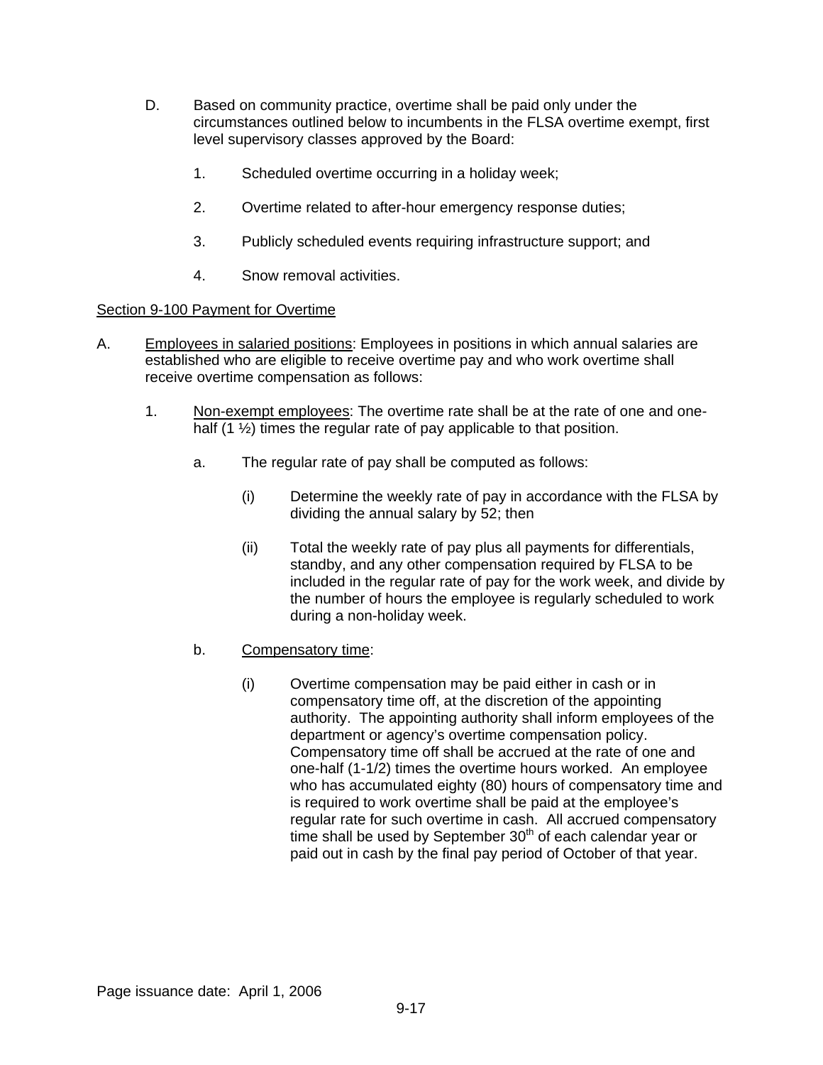D. Based on community practice, overtime shall be paid only under the circumstances outlined below to incumbents in the FLSA overtime exempt, first level supervisory classes approved by the Board:

   1. Scheduled overtime occurring in a holiday week;

   2. Overtime related to after-hour emergency response duties;

   3. Publicly scheduled events requiring infrastructure support; and

   4. Snow removal activities.

<u>Section 9-100 Payment for Overtime</u>

A. <u>Employees in salaried positions</u>: Employees in positions in which annual salaries are established who are eligible to receive overtime pay and who work overtime shall receive overtime compensation as follows:

   1. <u>Non-exempt employees</u>: The overtime rate shall be at the rate of one and one-half (1 ½) times the regular rate of pay applicable to that position.

      a. The regular rate of pay shall be computed as follows:

         (i) Determine the weekly rate of pay in accordance with the FLSA by dividing the annual salary by 52; then

         (ii) Total the weekly rate of pay plus all payments for differentials, standby, and any other compensation required by FLSA to be included in the regular rate of pay for the work week, and divide by the number of hours the employee is regularly scheduled to work during a non-holiday week.

      b. <u>Compensatory time</u>:

         (i) Overtime compensation may be paid either in cash or in compensatory time off, at the discretion of the appointing authority. The appointing authority shall inform employees of the department or agency's overtime compensation policy. Compensatory time off shall be accrued at the rate of one and one-half (1-1/2) times the overtime hours worked. An employee who has accumulated eighty (80) hours of compensatory time and is required to work overtime shall be paid at the employee's regular rate for such overtime in cash. All accrued compensatory time shall be used by September 30th of each calendar year or paid out in cash by the final pay period of October of that year.

Page issuance date: April 1, 2006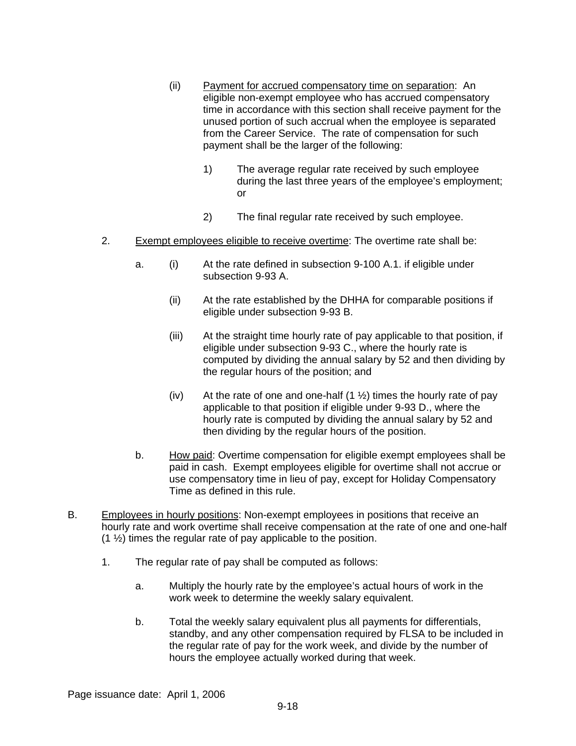(ii) Payment for accrued compensatory time on separation: An eligible non-exempt employee who has accrued compensatory time in accordance with this section shall receive payment for the unused portion of such accrual when the employee is separated from the Career Service. The rate of compensation for such payment shall be the larger of the following:

1) The average regular rate received by such employee during the last three years of the employee's employment; or

2) The final regular rate received by such employee.

2. Exempt employees eligible to receive overtime: The overtime rate shall be:

a. (i) At the rate defined in subsection 9-100 A.1. if eligible under subsection 9-93 A.

(ii) At the rate established by the DHHA for comparable positions if eligible under subsection 9-93 B.

(iii) At the straight time hourly rate of pay applicable to that position, if eligible under subsection 9-93 C., where the hourly rate is computed by dividing the annual salary by 52 and then dividing by the regular hours of the position; and

(iv) At the rate of one and one-half (1 ½) times the hourly rate of pay applicable to that position if eligible under 9-93 D., where the hourly rate is computed by dividing the annual salary by 52 and then dividing by the regular hours of the position.

b. How paid: Overtime compensation for eligible exempt employees shall be paid in cash. Exempt employees eligible for overtime shall not accrue or use compensatory time in lieu of pay, except for Holiday Compensatory Time as defined in this rule.

B. Employees in hourly positions: Non-exempt employees in positions that receive an hourly rate and work overtime shall receive compensation at the rate of one and one-half (1 ½) times the regular rate of pay applicable to the position.

1. The regular rate of pay shall be computed as follows:

a. Multiply the hourly rate by the employee's actual hours of work in the work week to determine the weekly salary equivalent.

b. Total the weekly salary equivalent plus all payments for differentials, standby, and any other compensation required by FLSA to be included in the regular rate of pay for the work week, and divide by the number of hours the employee actually worked during that week.

Page issuance date: April 1, 2006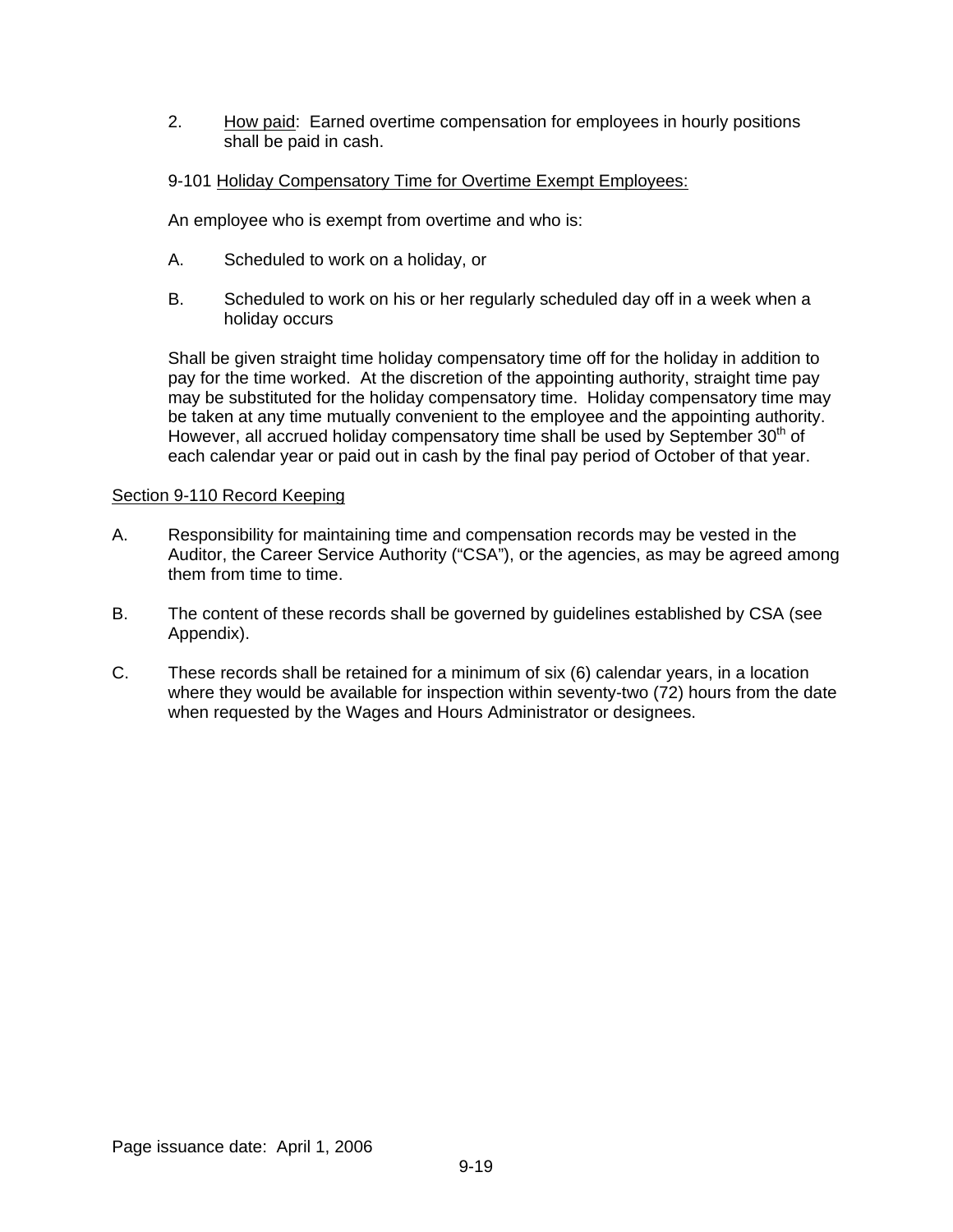2. <u>How paid</u>: Earned overtime compensation for employees in hourly positions shall be paid in cash.

9-101 <u>Holiday Compensatory Time for Overtime Exempt Employees:</u>

An employee who is exempt from overtime and who is:

A. Scheduled to work on a holiday, or

B. Scheduled to work on his or her regularly scheduled day off in a week when a holiday occurs

Shall be given straight time holiday compensatory time off for the holiday in addition to pay for the time worked. At the discretion of the appointing authority, straight time pay may be substituted for the holiday compensatory time. Holiday compensatory time may be taken at any time mutually convenient to the employee and the appointing authority. However, all accrued holiday compensatory time shall be used by September 30th of each calendar year or paid out in cash by the final pay period of October of that year.

<u>Section 9-110 Record Keeping</u>

A. Responsibility for maintaining time and compensation records may be vested in the Auditor, the Career Service Authority ("CSA"), or the agencies, as may be agreed among them from time to time.

B. The content of these records shall be governed by guidelines established by CSA (see Appendix).

C. These records shall be retained for a minimum of six (6) calendar years, in a location where they would be available for inspection within seventy-two (72) hours from the date when requested by the Wages and Hours Administrator or designees.

Page issuance date: April 1, 2006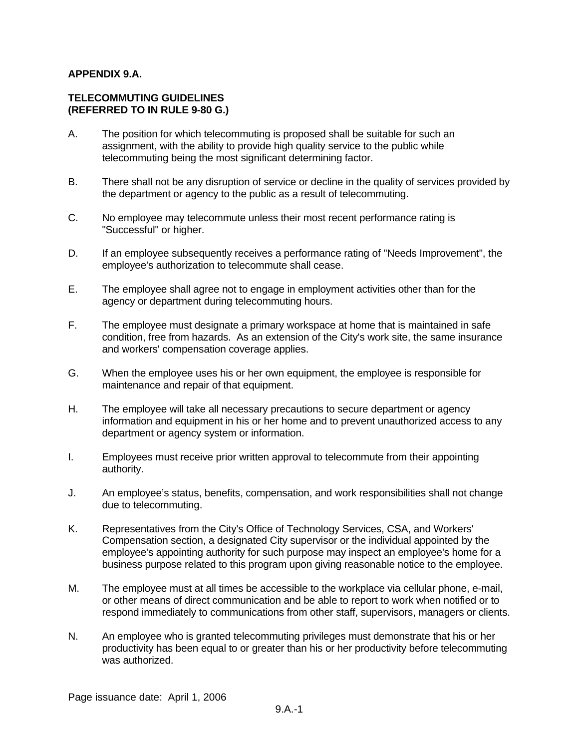**APPENDIX 9.A.**

**TELECOMMUTING GUIDELINES**
**(REFERRED TO IN RULE 9-80 G.)**

A. The position for which telecommuting is proposed shall be suitable for such an assignment, with the ability to provide high quality service to the public while telecommuting being the most significant determining factor.

B. There shall not be any disruption of service or decline in the quality of services provided by the department or agency to the public as a result of telecommuting.

C. No employee may telecommute unless their most recent performance rating is "Successful" or higher.

D. If an employee subsequently receives a performance rating of "Needs Improvement", the employee's authorization to telecommute shall cease.

E. The employee shall agree not to engage in employment activities other than for the agency or department during telecommuting hours.

F. The employee must designate a primary workspace at home that is maintained in safe condition, free from hazards. As an extension of the City's work site, the same insurance and workers' compensation coverage applies.

G. When the employee uses his or her own equipment, the employee is responsible for maintenance and repair of that equipment.

H. The employee will take all necessary precautions to secure department or agency information and equipment in his or her home and to prevent unauthorized access to any department or agency system or information.

I. Employees must receive prior written approval to telecommute from their appointing authority.

J. An employee's status, benefits, compensation, and work responsibilities shall not change due to telecommuting.

K. Representatives from the City's Office of Technology Services, CSA, and Workers' Compensation section, a designated City supervisor or the individual appointed by the employee's appointing authority for such purpose may inspect an employee's home for a business purpose related to this program upon giving reasonable notice to the employee.

M. The employee must at all times be accessible to the workplace via cellular phone, e-mail, or other means of direct communication and be able to report to work when notified or to respond immediately to communications from other staff, supervisors, managers or clients.

N. An employee who is granted telecommuting privileges must demonstrate that his or her productivity has been equal to or greater than his or her productivity before telecommuting was authorized.

Page issuance date: April 1, 2006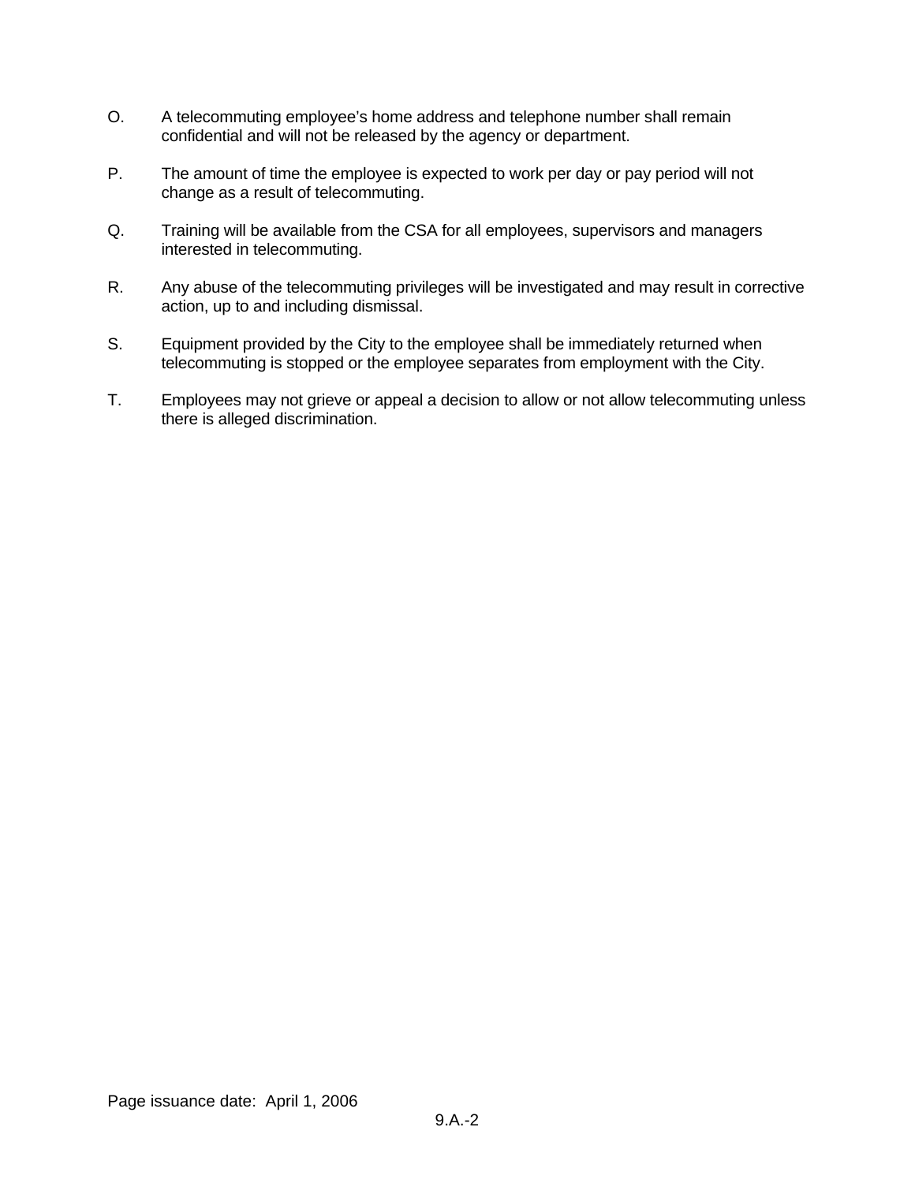O. A telecommuting employee's home address and telephone number shall remain confidential and will not be released by the agency or department.

P. The amount of time the employee is expected to work per day or pay period will not change as a result of telecommuting.

Q. Training will be available from the CSA for all employees, supervisors and managers interested in telecommuting.

R. Any abuse of the telecommuting privileges will be investigated and may result in corrective action, up to and including dismissal.

S. Equipment provided by the City to the employee shall be immediately returned when telecommuting is stopped or the employee separates from employment with the City.

T. Employees may not grieve or appeal a decision to allow or not allow telecommuting unless there is alleged discrimination.

Page issuance date: April 1, 2006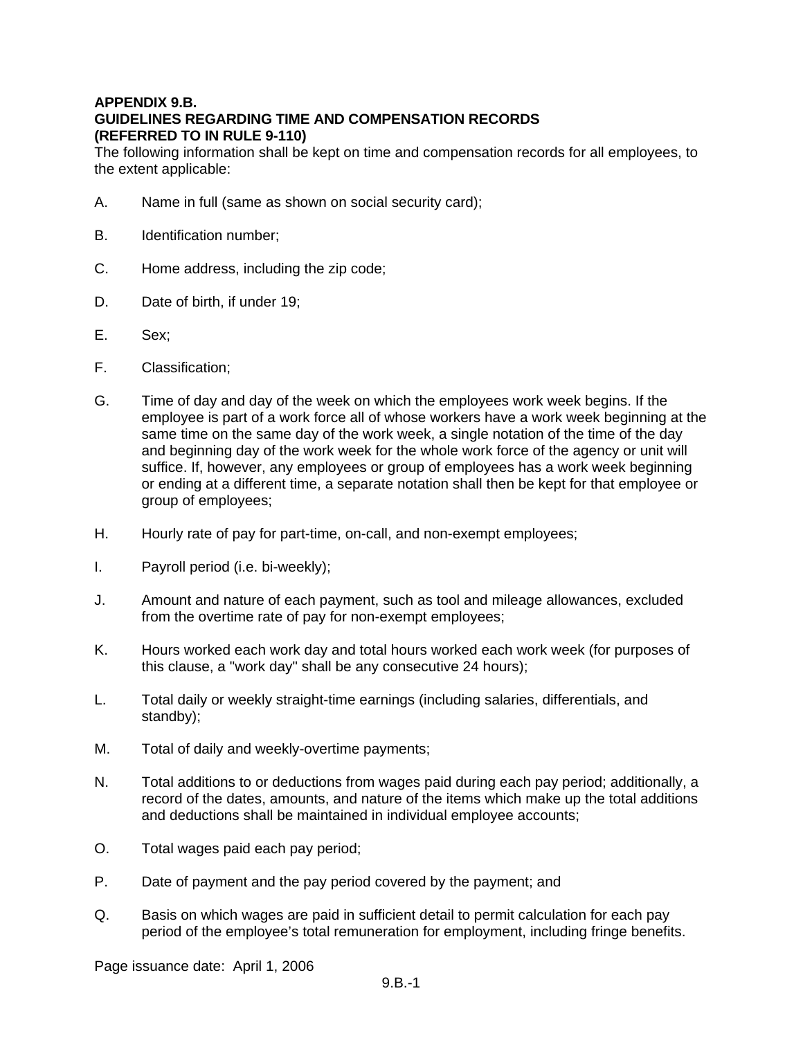**APPENDIX 9.B.**
**GUIDELINES REGARDING TIME AND COMPENSATION RECORDS**
**(REFERRED TO IN RULE 9-110)**

The following information shall be kept on time and compensation records for all employees, to the extent applicable:

A. Name in full (same as shown on social security card);

B. Identification number;

C. Home address, including the zip code;

D. Date of birth, if under 19;

E. Sex;

F. Classification;

G. Time of day and day of the week on which the employees work week begins. If the employee is part of a work force all of whose workers have a work week beginning at the same time on the same day of the work week, a single notation of the time of the day and beginning day of the work week for the whole work force of the agency or unit will suffice. If, however, any employees or group of employees has a work week beginning or ending at a different time, a separate notation shall then be kept for that employee or group of employees;

H. Hourly rate of pay for part-time, on-call, and non-exempt employees;

I. Payroll period (i.e. bi-weekly);

J. Amount and nature of each payment, such as tool and mileage allowances, excluded from the overtime rate of pay for non-exempt employees;

K. Hours worked each work day and total hours worked each work week (for purposes of this clause, a "work day" shall be any consecutive 24 hours);

L. Total daily or weekly straight-time earnings (including salaries, differentials, and standby);

M. Total of daily and weekly-overtime payments;

N. Total additions to or deductions from wages paid during each pay period; additionally, a record of the dates, amounts, and nature of the items which make up the total additions and deductions shall be maintained in individual employee accounts;

O. Total wages paid each pay period;

P. Date of payment and the pay period covered by the payment; and

Q. Basis on which wages are paid in sufficient detail to permit calculation for each pay period of the employee's total remuneration for employment, including fringe benefits.

Page issuance date: April 1, 2006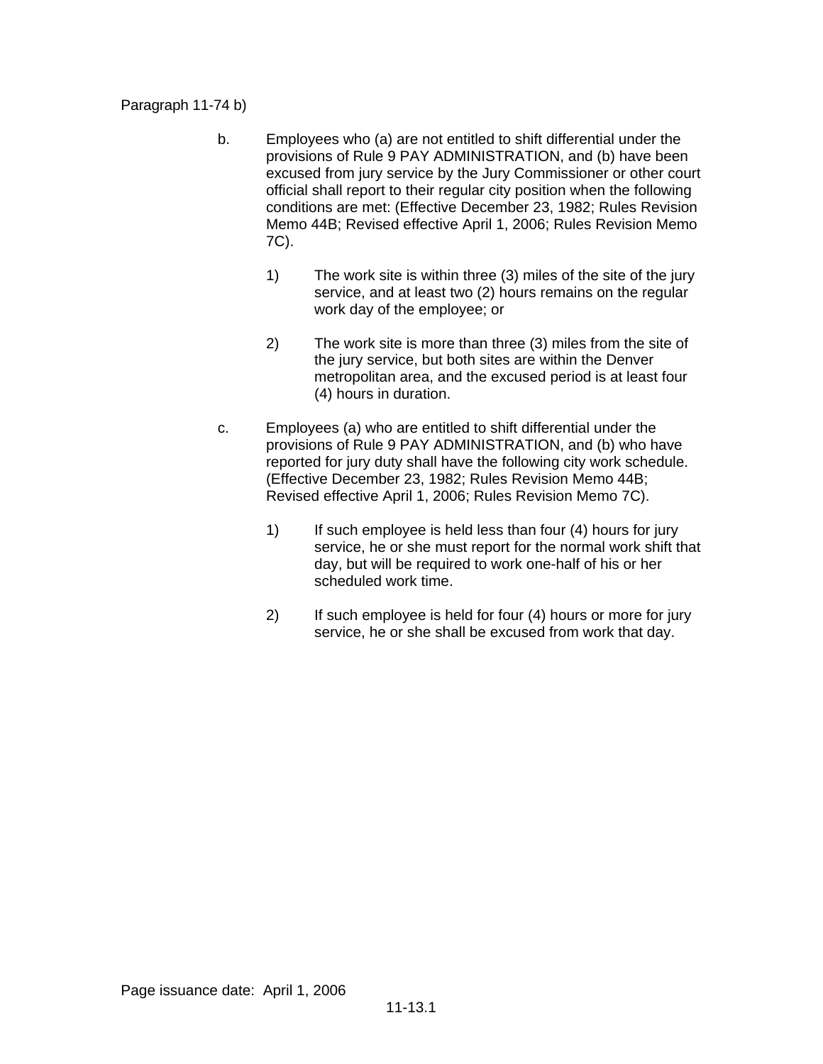Paragraph 11-74 b)

b. Employees who (a) are not entitled to shift differential under the provisions of Rule 9 PAY ADMINISTRATION, and (b) have been excused from jury service by the Jury Commissioner or other court official shall report to their regular city position when the following conditions are met: (Effective December 23, 1982; Rules Revision Memo 44B; Revised effective April 1, 2006; Rules Revision Memo 7C).

   1) The work site is within three (3) miles of the site of the jury service, and at least two (2) hours remains on the regular work day of the employee; or

   2) The work site is more than three (3) miles from the site of the jury service, but both sites are within the Denver metropolitan area, and the excused period is at least four (4) hours in duration.

c. Employees (a) who are entitled to shift differential under the provisions of Rule 9 PAY ADMINISTRATION, and (b) who have reported for jury duty shall have the following city work schedule. (Effective December 23, 1982; Rules Revision Memo 44B; Revised effective April 1, 2006; Rules Revision Memo 7C).

   1) If such employee is held less than four (4) hours for jury service, he or she must report for the normal work shift that day, but will be required to work one-half of his or her scheduled work time.

   2) If such employee is held for four (4) hours or more for jury service, he or she shall be excused from work that day.

Page issuance date: April 1, 2006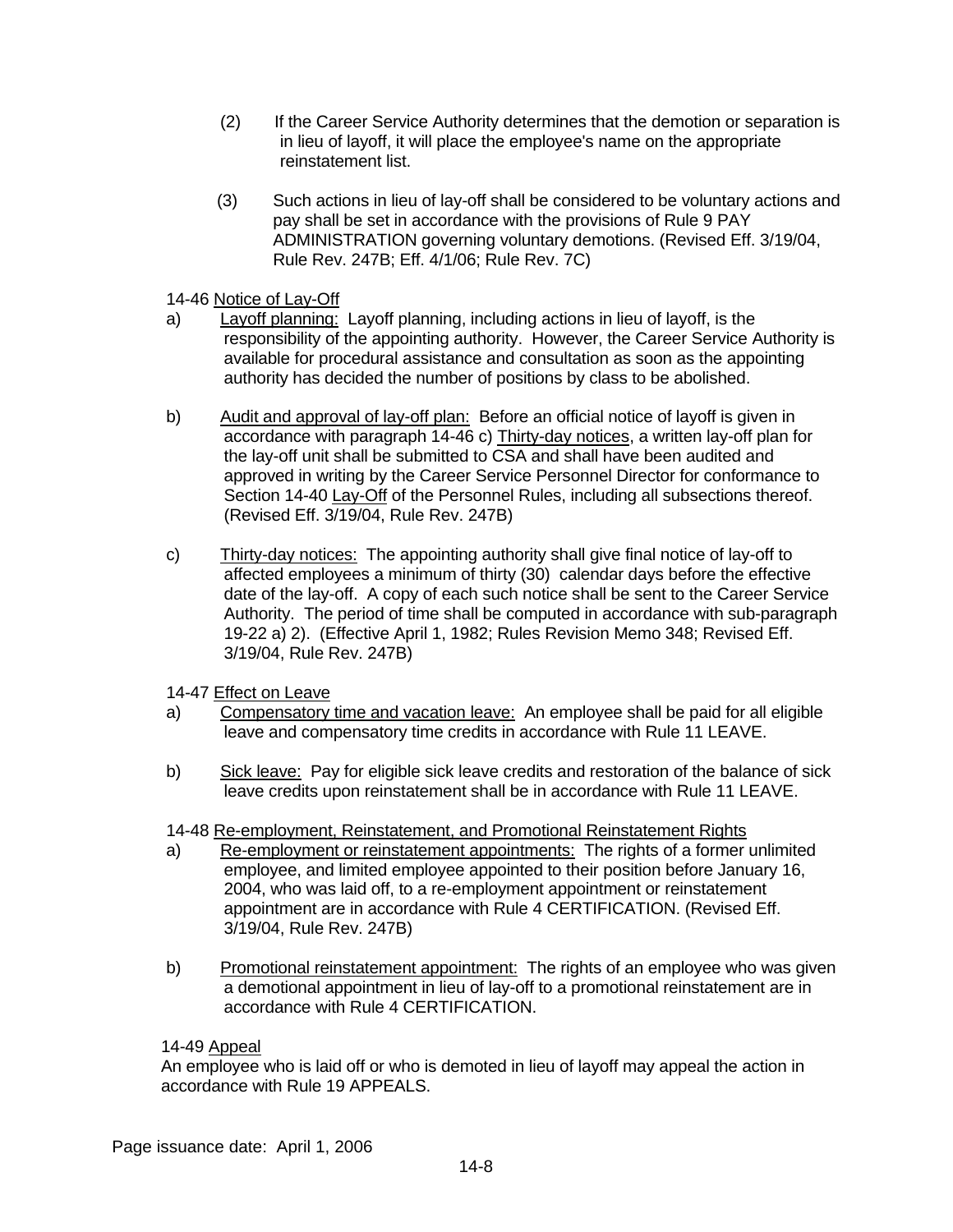(2) If the Career Service Authority determines that the demotion or separation is in lieu of layoff, it will place the employee's name on the appropriate reinstatement list.

(3) Such actions in lieu of lay-off shall be considered to be voluntary actions and pay shall be set in accordance with the provisions of Rule 9 PAY ADMINISTRATION governing voluntary demotions. (Revised Eff. 3/19/04, Rule Rev. 247B; Eff. 4/1/06; Rule Rev. 7C)

14-46 <u>Notice of Lay-Off</u>

a) <u>Layoff planning:</u> Layoff planning, including actions in lieu of layoff, is the responsibility of the appointing authority. However, the Career Service Authority is available for procedural assistance and consultation as soon as the appointing authority has decided the number of positions by class to be abolished.

b) <u>Audit and approval of lay-off plan:</u> Before an official notice of layoff is given in accordance with paragraph 14-46 c) <u>Thirty-day notices</u>, a written lay-off plan for the lay-off unit shall be submitted to CSA and shall have been audited and approved in writing by the Career Service Personnel Director for conformance to Section 14-40 <u>Lay-Off</u> of the Personnel Rules, including all subsections thereof. (Revised Eff. 3/19/04, Rule Rev. 247B)

c) <u>Thirty-day notices:</u> The appointing authority shall give final notice of lay-off to affected employees a minimum of thirty (30) calendar days before the effective date of the lay-off. A copy of each such notice shall be sent to the Career Service Authority. The period of time shall be computed in accordance with sub-paragraph 19-22 a) 2). (Effective April 1, 1982; Rules Revision Memo 348; Revised Eff. 3/19/04, Rule Rev. 247B)

14-47 <u>Effect on Leave</u>

a) <u>Compensatory time and vacation leave:</u> An employee shall be paid for all eligible leave and compensatory time credits in accordance with Rule 11 LEAVE.

b) <u>Sick leave:</u> Pay for eligible sick leave credits and restoration of the balance of sick leave credits upon reinstatement shall be in accordance with Rule 11 LEAVE.

14-48 <u>Re-employment, Reinstatement, and Promotional Reinstatement Rights</u>

a) <u>Re-employment or reinstatement appointments:</u> The rights of a former unlimited employee, and limited employee appointed to their position before January 16, 2004, who was laid off, to a re-employment appointment or reinstatement appointment are in accordance with Rule 4 CERTIFICATION. (Revised Eff. 3/19/04, Rule Rev. 247B)

b) <u>Promotional reinstatement appointment:</u> The rights of an employee who was given a demotional appointment in lieu of lay-off to a promotional reinstatement are in accordance with Rule 4 CERTIFICATION.

14-49 <u>Appeal</u>

An employee who is laid off or who is demoted in lieu of layoff may appeal the action in accordance with Rule 19 APPEALS.

Page issuance date: April 1, 2006